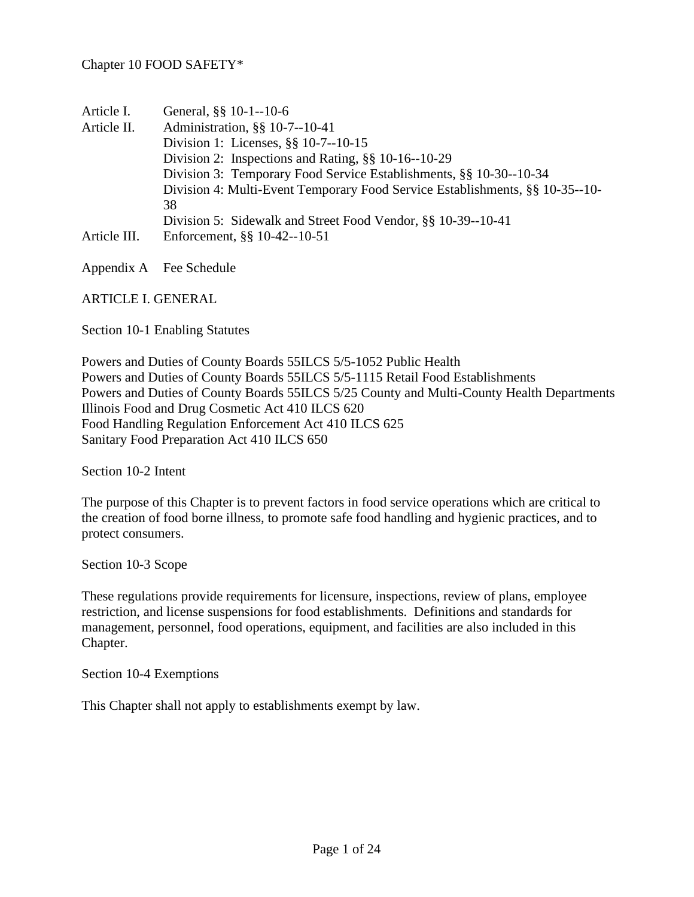# Chapter 10 FOOD SAFETY*

| | |
|---|---|
| Article I. | General, §§ 10-1--10-6 |
| Article II. | Administration, §§ 10-7--10-41 |
| | Division 1: Licenses, §§ 10-7--10-15 |
| | Division 2: Inspections and Rating, §§ 10-16--10-29 |
| | Division 3: Temporary Food Service Establishments, §§ 10-30--10-34 |
| | Division 4: Multi-Event Temporary Food Service Establishments, §§ 10-35--10-38 |
| | Division 5: Sidewalk and Street Food Vendor, §§ 10-39--10-41 |
| Article III. | Enforcement, §§ 10-42--10-51 |

Appendix A Fee Schedule

## ARTICLE I. GENERAL

### Section 10-1 Enabling Statutes

Powers and Duties of County Boards 55ILCS 5/5-1052 Public Health
Powers and Duties of County Boards 55ILCS 5/5-1115 Retail Food Establishments
Powers and Duties of County Boards 55ILCS 5/25 County and Multi-County Health Departments
Illinois Food and Drug Cosmetic Act 410 ILCS 620
Food Handling Regulation Enforcement Act 410 ILCS 625
Sanitary Food Preparation Act 410 ILCS 650

### Section 10-2 Intent

The purpose of this Chapter is to prevent factors in food service operations which are critical to the creation of food borne illness, to promote safe food handling and hygienic practices, and to protect consumers.

### Section 10-3 Scope

These regulations provide requirements for licensure, inspections, review of plans, employee restriction, and license suspensions for food establishments. Definitions and standards for management, personnel, food operations, equipment, and facilities are also included in this Chapter.

### Section 10-4 Exemptions

This Chapter shall not apply to establishments exempt by law.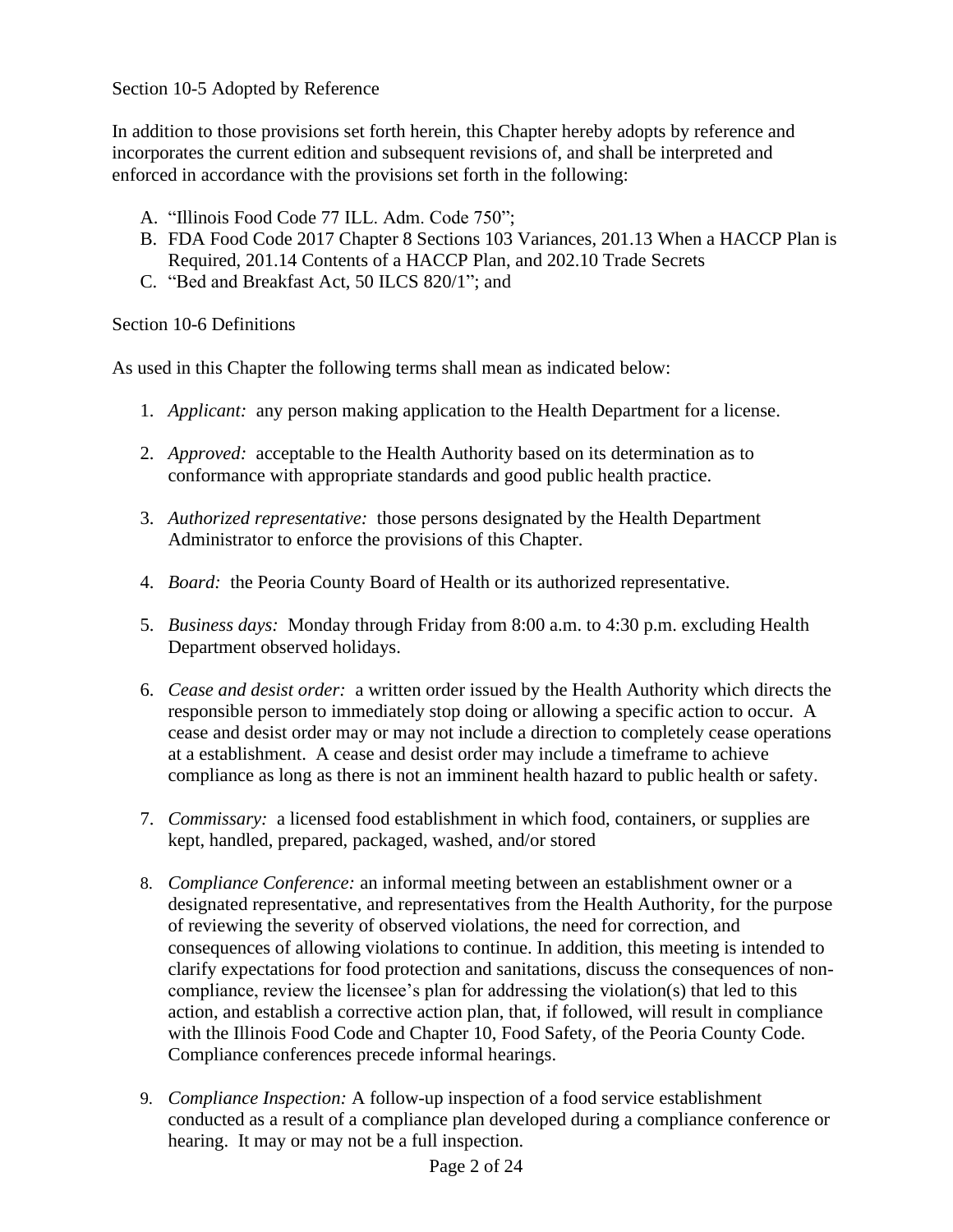Section 10-5 Adopted by Reference

In addition to those provisions set forth herein, this Chapter hereby adopts by reference and incorporates the current edition and subsequent revisions of, and shall be interpreted and enforced in accordance with the provisions set forth in the following:

A. "Illinois Food Code 77 ILL. Adm. Code 750";
B. FDA Food Code 2017 Chapter 8 Sections 103 Variances, 201.13 When a HACCP Plan is Required, 201.14 Contents of a HACCP Plan, and 202.10 Trade Secrets
C. "Bed and Breakfast Act, 50 ILCS 820/1"; and

Section 10-6 Definitions

As used in this Chapter the following terms shall mean as indicated below:

1. *Applicant:* any person making application to the Health Department for a license.

2. *Approved:* acceptable to the Health Authority based on its determination as to conformance with appropriate standards and good public health practice.

3. *Authorized representative:* those persons designated by the Health Department Administrator to enforce the provisions of this Chapter.

4. *Board:* the Peoria County Board of Health or its authorized representative.

5. *Business days:* Monday through Friday from 8:00 a.m. to 4:30 p.m. excluding Health Department observed holidays.

6. *Cease and desist order:* a written order issued by the Health Authority which directs the responsible person to immediately stop doing or allowing a specific action to occur. A cease and desist order may or may not include a direction to completely cease operations at a establishment. A cease and desist order may include a timeframe to achieve compliance as long as there is not an imminent health hazard to public health or safety.

7. *Commissary:* a licensed food establishment in which food, containers, or supplies are kept, handled, prepared, packaged, washed, and/or stored

8. *Compliance Conference:* an informal meeting between an establishment owner or a designated representative, and representatives from the Health Authority, for the purpose of reviewing the severity of observed violations, the need for correction, and consequences of allowing violations to continue. In addition, this meeting is intended to clarify expectations for food protection and sanitations, discuss the consequences of non-compliance, review the licensee's plan for addressing the violation(s) that led to this action, and establish a corrective action plan, that, if followed, will result in compliance with the Illinois Food Code and Chapter 10, Food Safety, of the Peoria County Code. Compliance conferences precede informal hearings.

9. *Compliance Inspection:* A follow-up inspection of a food service establishment conducted as a result of a compliance plan developed during a compliance conference or hearing. It may or may not be a full inspection.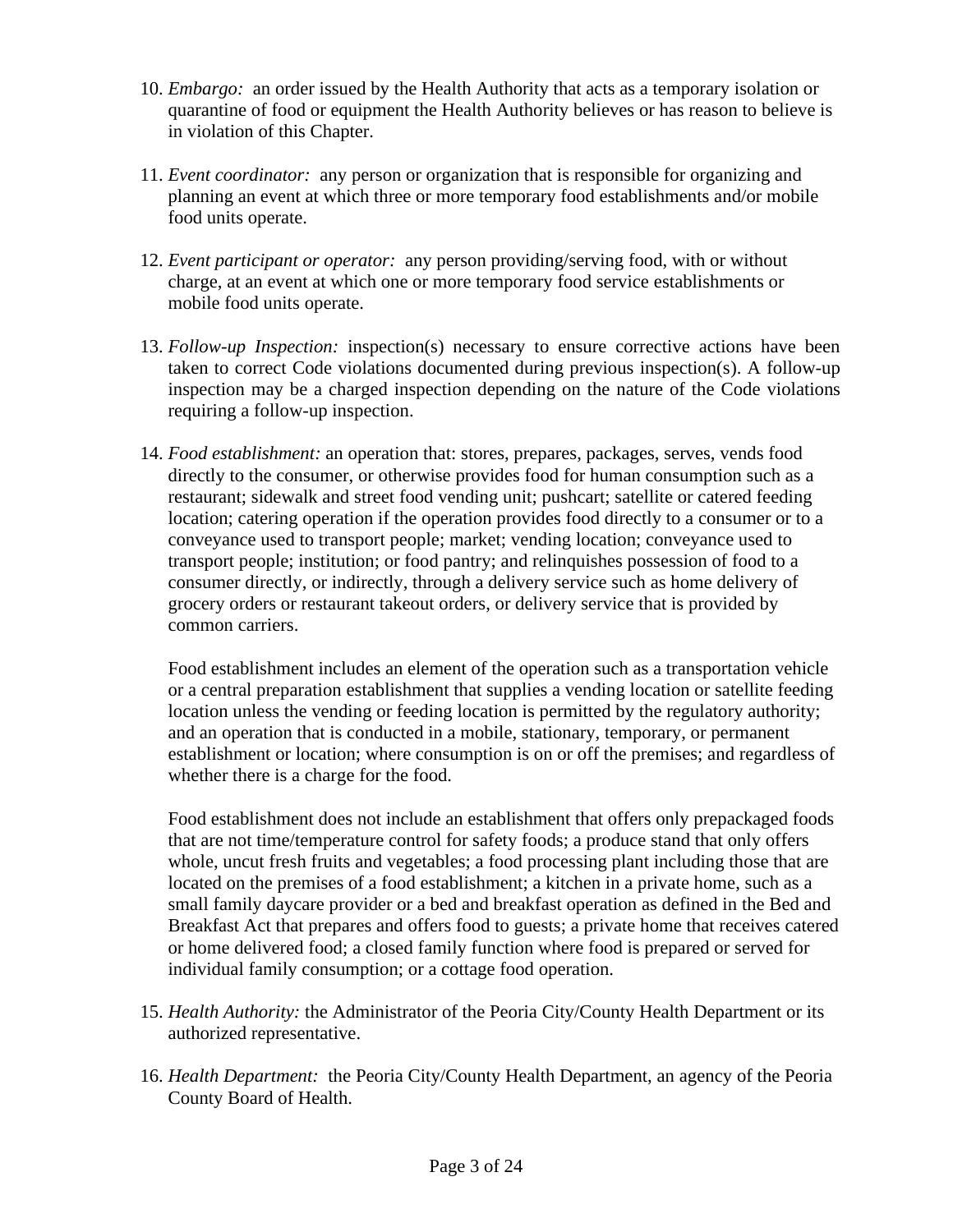10. *Embargo:* an order issued by the Health Authority that acts as a temporary isolation or quarantine of food or equipment the Health Authority believes or has reason to believe is in violation of this Chapter.

11. *Event coordinator:* any person or organization that is responsible for organizing and planning an event at which three or more temporary food establishments and/or mobile food units operate.

12. *Event participant or operator:* any person providing/serving food, with or without charge, at an event at which one or more temporary food service establishments or mobile food units operate.

13. *Follow-up Inspection:* inspection(s) necessary to ensure corrective actions have been taken to correct Code violations documented during previous inspection(s). A follow-up inspection may be a charged inspection depending on the nature of the Code violations requiring a follow-up inspection.

14. *Food establishment:* an operation that: stores, prepares, packages, serves, vends food directly to the consumer, or otherwise provides food for human consumption such as a restaurant; sidewalk and street food vending unit; pushcart; satellite or catered feeding location; catering operation if the operation provides food directly to a consumer or to a conveyance used to transport people; market; vending location; conveyance used to transport people; institution; or food pantry; and relinquishes possession of food to a consumer directly, or indirectly, through a delivery service such as home delivery of grocery orders or restaurant takeout orders, or delivery service that is provided by common carriers.

    Food establishment includes an element of the operation such as a transportation vehicle or a central preparation establishment that supplies a vending location or satellite feeding location unless the vending or feeding location is permitted by the regulatory authority; and an operation that is conducted in a mobile, stationary, temporary, or permanent establishment or location; where consumption is on or off the premises; and regardless of whether there is a charge for the food.

    Food establishment does not include an establishment that offers only prepackaged foods that are not time/temperature control for safety foods; a produce stand that only offers whole, uncut fresh fruits and vegetables; a food processing plant including those that are located on the premises of a food establishment; a kitchen in a private home, such as a small family daycare provider or a bed and breakfast operation as defined in the Bed and Breakfast Act that prepares and offers food to guests; a private home that receives catered or home delivered food; a closed family function where food is prepared or served for individual family consumption; or a cottage food operation.

15. *Health Authority:* the Administrator of the Peoria City/County Health Department or its authorized representative.

16. *Health Department:* the Peoria City/County Health Department, an agency of the Peoria County Board of Health.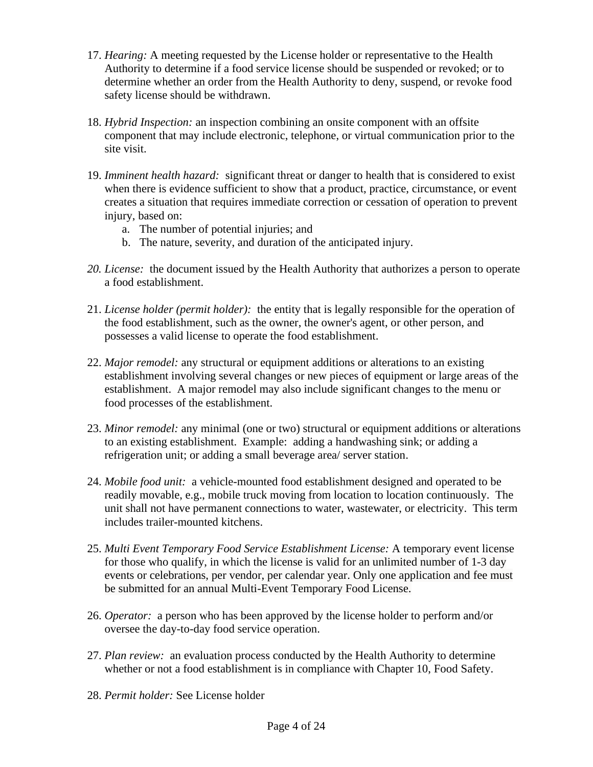17. *Hearing:* A meeting requested by the License holder or representative to the Health Authority to determine if a food service license should be suspended or revoked; or to determine whether an order from the Health Authority to deny, suspend, or revoke food safety license should be withdrawn.

18. *Hybrid Inspection:* an inspection combining an onsite component with an offsite component that may include electronic, telephone, or virtual communication prior to the site visit.

19. *Imminent health hazard:* significant threat or danger to health that is considered to exist when there is evidence sufficient to show that a product, practice, circumstance, or event creates a situation that requires immediate correction or cessation of operation to prevent injury, based on:
    a. The number of potential injuries; and
    b. The nature, severity, and duration of the anticipated injury.

20. *License:* the document issued by the Health Authority that authorizes a person to operate a food establishment.

21. *License holder (permit holder):* the entity that is legally responsible for the operation of the food establishment, such as the owner, the owner's agent, or other person, and possesses a valid license to operate the food establishment.

22. *Major remodel:* any structural or equipment additions or alterations to an existing establishment involving several changes or new pieces of equipment or large areas of the establishment. A major remodel may also include significant changes to the menu or food processes of the establishment.

23. *Minor remodel:* any minimal (one or two) structural or equipment additions or alterations to an existing establishment. Example: adding a handwashing sink; or adding a refrigeration unit; or adding a small beverage area/ server station.

24. *Mobile food unit:* a vehicle-mounted food establishment designed and operated to be readily movable, e.g., mobile truck moving from location to location continuously. The unit shall not have permanent connections to water, wastewater, or electricity. This term includes trailer-mounted kitchens.

25. *Multi Event Temporary Food Service Establishment License:* A temporary event license for those who qualify, in which the license is valid for an unlimited number of 1-3 day events or celebrations, per vendor, per calendar year. Only one application and fee must be submitted for an annual Multi-Event Temporary Food License.

26. *Operator:* a person who has been approved by the license holder to perform and/or oversee the day-to-day food service operation.

27. *Plan review:* an evaluation process conducted by the Health Authority to determine whether or not a food establishment is in compliance with Chapter 10, Food Safety.

28. *Permit holder:* See License holder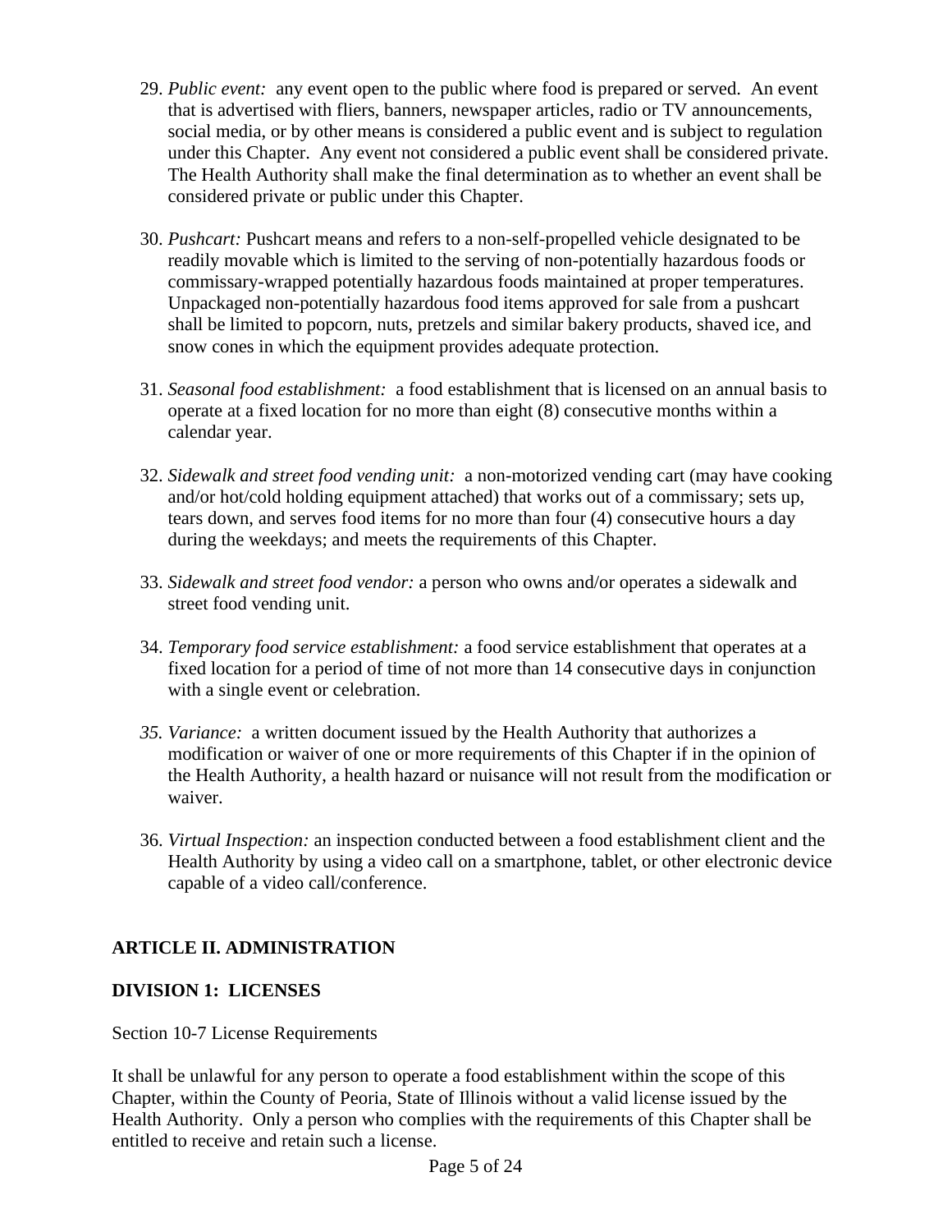29. *Public event:* any event open to the public where food is prepared or served. An event that is advertised with fliers, banners, newspaper articles, radio or TV announcements, social media, or by other means is considered a public event and is subject to regulation under this Chapter. Any event not considered a public event shall be considered private. The Health Authority shall make the final determination as to whether an event shall be considered private or public under this Chapter.

30. *Pushcart:* Pushcart means and refers to a non-self-propelled vehicle designated to be readily movable which is limited to the serving of non-potentially hazardous foods or commissary-wrapped potentially hazardous foods maintained at proper temperatures. Unpackaged non-potentially hazardous food items approved for sale from a pushcart shall be limited to popcorn, nuts, pretzels and similar bakery products, shaved ice, and snow cones in which the equipment provides adequate protection.

31. *Seasonal food establishment:* a food establishment that is licensed on an annual basis to operate at a fixed location for no more than eight (8) consecutive months within a calendar year.

32. *Sidewalk and street food vending unit:* a non-motorized vending cart (may have cooking and/or hot/cold holding equipment attached) that works out of a commissary; sets up, tears down, and serves food items for no more than four (4) consecutive hours a day during the weekdays; and meets the requirements of this Chapter.

33. *Sidewalk and street food vendor:* a person who owns and/or operates a sidewalk and street food vending unit.

34. *Temporary food service establishment:* a food service establishment that operates at a fixed location for a period of time of not more than 14 consecutive days in conjunction with a single event or celebration.

35. *Variance:* a written document issued by the Health Authority that authorizes a modification or waiver of one or more requirements of this Chapter if in the opinion of the Health Authority, a health hazard or nuisance will not result from the modification or waiver.

36. *Virtual Inspection:* an inspection conducted between a food establishment client and the Health Authority by using a video call on a smartphone, tablet, or other electronic device capable of a video call/conference.

## ARTICLE II. ADMINISTRATION

### DIVISION 1: LICENSES

Section 10-7 License Requirements

It shall be unlawful for any person to operate a food establishment within the scope of this Chapter, within the County of Peoria, State of Illinois without a valid license issued by the Health Authority. Only a person who complies with the requirements of this Chapter shall be entitled to receive and retain such a license.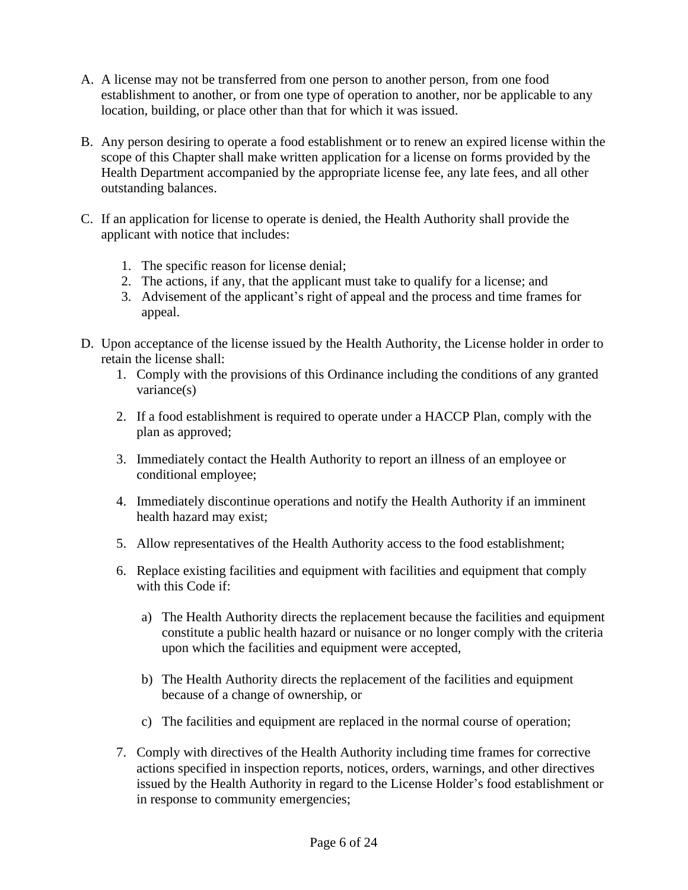A. A license may not be transferred from one person to another person, from one food establishment to another, or from one type of operation to another, nor be applicable to any location, building, or place other than that for which it was issued.

B. Any person desiring to operate a food establishment or to renew an expired license within the scope of this Chapter shall make written application for a license on forms provided by the Health Department accompanied by the appropriate license fee, any late fees, and all other outstanding balances.

C. If an application for license to operate is denied, the Health Authority shall provide the applicant with notice that includes:

   1. The specific reason for license denial;
   2. The actions, if any, that the applicant must take to qualify for a license; and
   3. Advisement of the applicant's right of appeal and the process and time frames for appeal.

D. Upon acceptance of the license issued by the Health Authority, the License holder in order to retain the license shall:

   1. Comply with the provisions of this Ordinance including the conditions of any granted variance(s)

   2. If a food establishment is required to operate under a HACCP Plan, comply with the plan as approved;

   3. Immediately contact the Health Authority to report an illness of an employee or conditional employee;

   4. Immediately discontinue operations and notify the Health Authority if an imminent health hazard may exist;

   5. Allow representatives of the Health Authority access to the food establishment;

   6. Replace existing facilities and equipment with facilities and equipment that comply with this Code if:

      a) The Health Authority directs the replacement because the facilities and equipment constitute a public health hazard or nuisance or no longer comply with the criteria upon which the facilities and equipment were accepted,

      b) The Health Authority directs the replacement of the facilities and equipment because of a change of ownership, or

      c) The facilities and equipment are replaced in the normal course of operation;

   7. Comply with directives of the Health Authority including time frames for corrective actions specified in inspection reports, notices, orders, warnings, and other directives issued by the Health Authority in regard to the License Holder's food establishment or in response to community emergencies;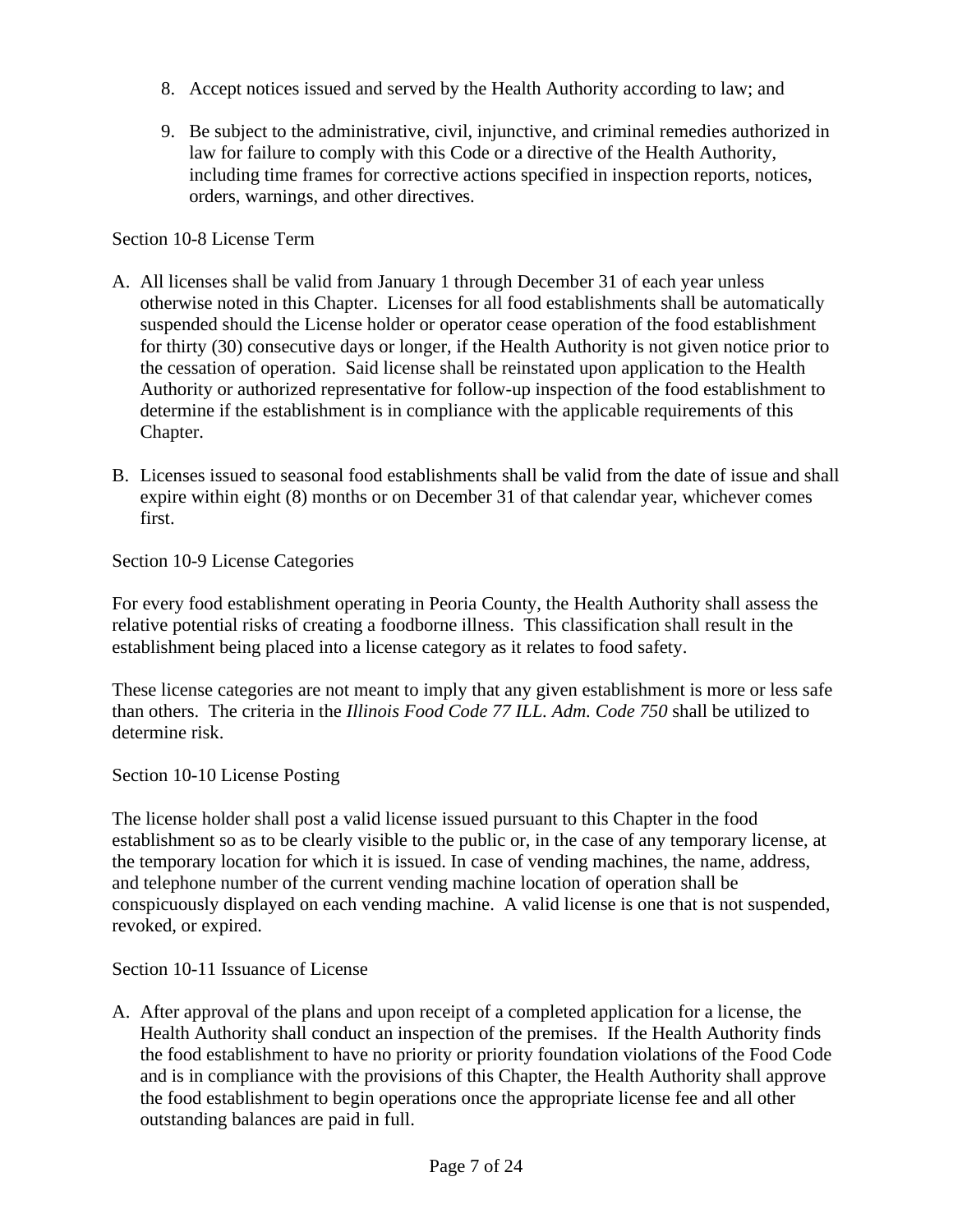8. Accept notices issued and served by the Health Authority according to law; and

9. Be subject to the administrative, civil, injunctive, and criminal remedies authorized in law for failure to comply with this Code or a directive of the Health Authority, including time frames for corrective actions specified in inspection reports, notices, orders, warnings, and other directives.

Section 10-8 License Term

A. All licenses shall be valid from January 1 through December 31 of each year unless otherwise noted in this Chapter. Licenses for all food establishments shall be automatically suspended should the License holder or operator cease operation of the food establishment for thirty (30) consecutive days or longer, if the Health Authority is not given notice prior to the cessation of operation. Said license shall be reinstated upon application to the Health Authority or authorized representative for follow-up inspection of the food establishment to determine if the establishment is in compliance with the applicable requirements of this Chapter.

B. Licenses issued to seasonal food establishments shall be valid from the date of issue and shall expire within eight (8) months or on December 31 of that calendar year, whichever comes first.

Section 10-9 License Categories

For every food establishment operating in Peoria County, the Health Authority shall assess the relative potential risks of creating a foodborne illness. This classification shall result in the establishment being placed into a license category as it relates to food safety.

These license categories are not meant to imply that any given establishment is more or less safe than others. The criteria in the *Illinois Food Code 77 ILL. Adm. Code 750* shall be utilized to determine risk.

Section 10-10 License Posting

The license holder shall post a valid license issued pursuant to this Chapter in the food establishment so as to be clearly visible to the public or, in the case of any temporary license, at the temporary location for which it is issued. In case of vending machines, the name, address, and telephone number of the current vending machine location of operation shall be conspicuously displayed on each vending machine. A valid license is one that is not suspended, revoked, or expired.

Section 10-11 Issuance of License

A. After approval of the plans and upon receipt of a completed application for a license, the Health Authority shall conduct an inspection of the premises. If the Health Authority finds the food establishment to have no priority or priority foundation violations of the Food Code and is in compliance with the provisions of this Chapter, the Health Authority shall approve the food establishment to begin operations once the appropriate license fee and all other outstanding balances are paid in full.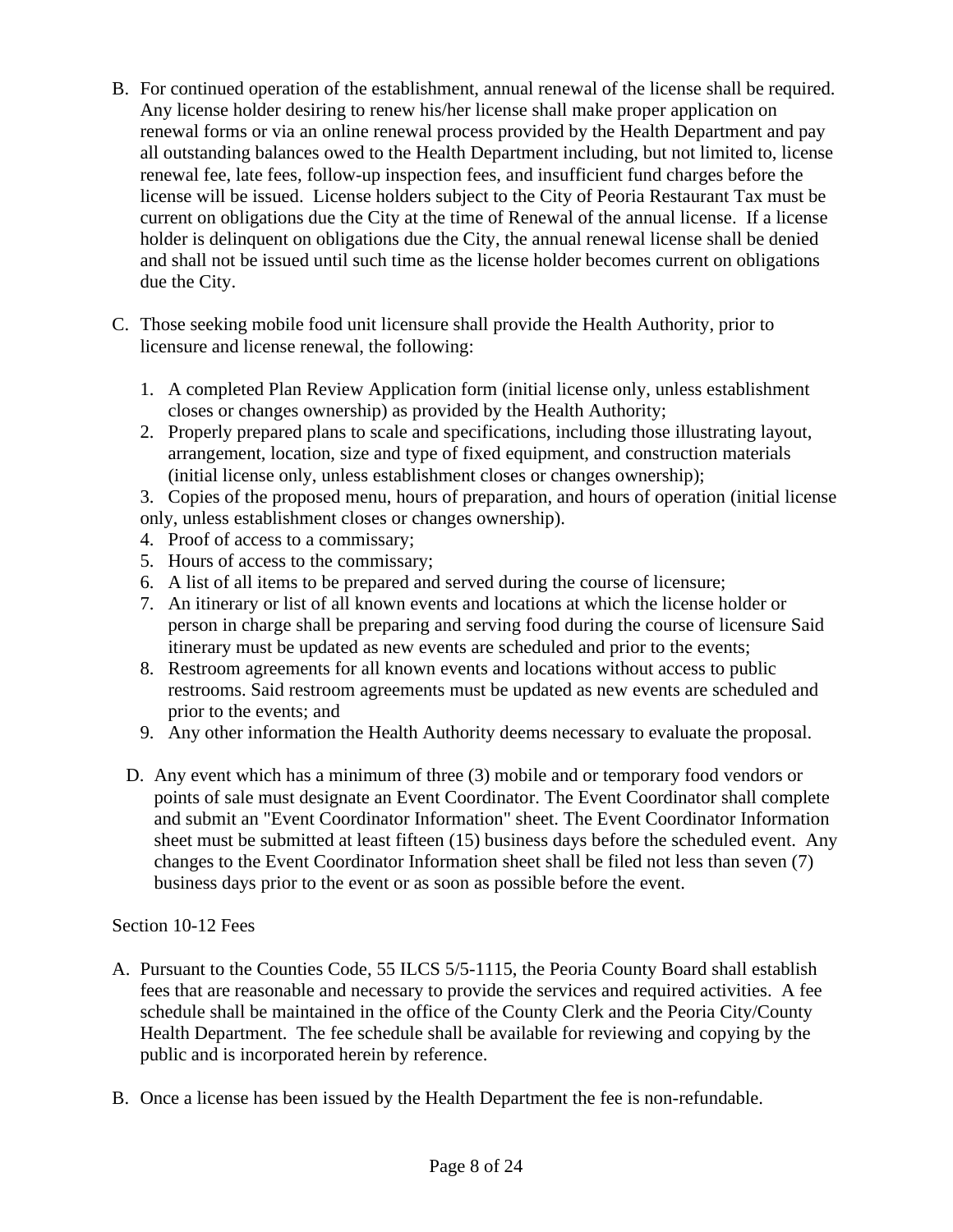B. For continued operation of the establishment, annual renewal of the license shall be required. Any license holder desiring to renew his/her license shall make proper application on renewal forms or via an online renewal process provided by the Health Department and pay all outstanding balances owed to the Health Department including, but not limited to, license renewal fee, late fees, follow-up inspection fees, and insufficient fund charges before the license will be issued. License holders subject to the City of Peoria Restaurant Tax must be current on obligations due the City at the time of Renewal of the annual license. If a license holder is delinquent on obligations due the City, the annual renewal license shall be denied and shall not be issued until such time as the license holder becomes current on obligations due the City.

C. Those seeking mobile food unit licensure shall provide the Health Authority, prior to licensure and license renewal, the following:

   1. A completed Plan Review Application form (initial license only, unless establishment closes or changes ownership) as provided by the Health Authority;
   2. Properly prepared plans to scale and specifications, including those illustrating layout, arrangement, location, size and type of fixed equipment, and construction materials (initial license only, unless establishment closes or changes ownership);
   3. Copies of the proposed menu, hours of preparation, and hours of operation (initial license only, unless establishment closes or changes ownership).
   4. Proof of access to a commissary;
   5. Hours of access to the commissary;
   6. A list of all items to be prepared and served during the course of licensure;
   7. An itinerary or list of all known events and locations at which the license holder or person in charge shall be preparing and serving food during the course of licensure Said itinerary must be updated as new events are scheduled and prior to the events;
   8. Restroom agreements for all known events and locations without access to public restrooms. Said restroom agreements must be updated as new events are scheduled and prior to the events; and
   9. Any other information the Health Authority deems necessary to evaluate the proposal.

D. Any event which has a minimum of three (3) mobile and or temporary food vendors or points of sale must designate an Event Coordinator. The Event Coordinator shall complete and submit an "Event Coordinator Information" sheet. The Event Coordinator Information sheet must be submitted at least fifteen (15) business days before the scheduled event. Any changes to the Event Coordinator Information sheet shall be filed not less than seven (7) business days prior to the event or as soon as possible before the event.

Section 10-12 Fees

A. Pursuant to the Counties Code, 55 ILCS 5/5-1115, the Peoria County Board shall establish fees that are reasonable and necessary to provide the services and required activities. A fee schedule shall be maintained in the office of the County Clerk and the Peoria City/County Health Department. The fee schedule shall be available for reviewing and copying by the public and is incorporated herein by reference.

B. Once a license has been issued by the Health Department the fee is non-refundable.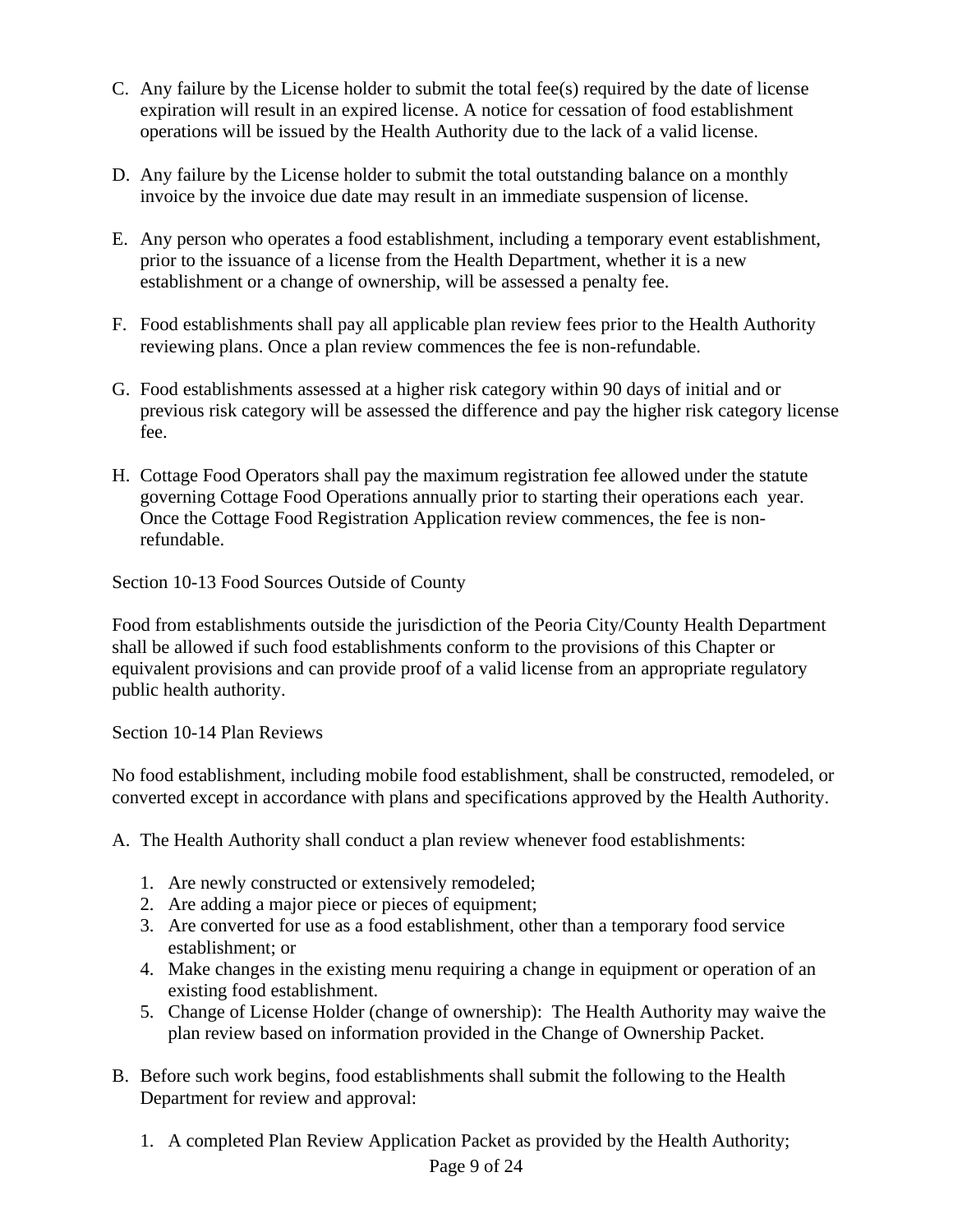C. Any failure by the License holder to submit the total fee(s) required by the date of license expiration will result in an expired license. A notice for cessation of food establishment operations will be issued by the Health Authority due to the lack of a valid license.

D. Any failure by the License holder to submit the total outstanding balance on a monthly invoice by the invoice due date may result in an immediate suspension of license.

E. Any person who operates a food establishment, including a temporary event establishment, prior to the issuance of a license from the Health Department, whether it is a new establishment or a change of ownership, will be assessed a penalty fee.

F. Food establishments shall pay all applicable plan review fees prior to the Health Authority reviewing plans. Once a plan review commences the fee is non-refundable.

G. Food establishments assessed at a higher risk category within 90 days of initial and or previous risk category will be assessed the difference and pay the higher risk category license fee.

H. Cottage Food Operators shall pay the maximum registration fee allowed under the statute governing Cottage Food Operations annually prior to starting their operations each year. Once the Cottage Food Registration Application review commences, the fee is non-refundable.

Section 10-13 Food Sources Outside of County

Food from establishments outside the jurisdiction of the Peoria City/County Health Department shall be allowed if such food establishments conform to the provisions of this Chapter or equivalent provisions and can provide proof of a valid license from an appropriate regulatory public health authority.

Section 10-14 Plan Reviews

No food establishment, including mobile food establishment, shall be constructed, remodeled, or converted except in accordance with plans and specifications approved by the Health Authority.

A. The Health Authority shall conduct a plan review whenever food establishments:

1. Are newly constructed or extensively remodeled;
2. Are adding a major piece or pieces of equipment;
3. Are converted for use as a food establishment, other than a temporary food service establishment; or
4. Make changes in the existing menu requiring a change in equipment or operation of an existing food establishment.
5. Change of License Holder (change of ownership): The Health Authority may waive the plan review based on information provided in the Change of Ownership Packet.

B. Before such work begins, food establishments shall submit the following to the Health Department for review and approval:

1. A completed Plan Review Application Packet as provided by the Health Authority;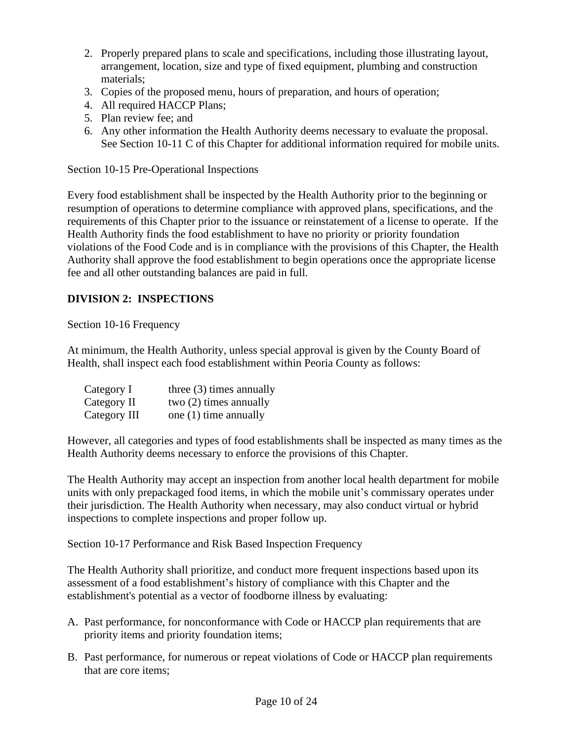2. Properly prepared plans to scale and specifications, including those illustrating layout, arrangement, location, size and type of fixed equipment, plumbing and construction materials;
3. Copies of the proposed menu, hours of preparation, and hours of operation;
4. All required HACCP Plans;
5. Plan review fee; and
6. Any other information the Health Authority deems necessary to evaluate the proposal. See Section 10-11 C of this Chapter for additional information required for mobile units.

Section 10-15 Pre-Operational Inspections

Every food establishment shall be inspected by the Health Authority prior to the beginning or resumption of operations to determine compliance with approved plans, specifications, and the requirements of this Chapter prior to the issuance or reinstatement of a license to operate. If the Health Authority finds the food establishment to have no priority or priority foundation violations of the Food Code and is in compliance with the provisions of this Chapter, the Health Authority shall approve the food establishment to begin operations once the appropriate license fee and all other outstanding balances are paid in full.

## DIVISION 2: INSPECTIONS

Section 10-16 Frequency

At minimum, the Health Authority, unless special approval is given by the County Board of Health, shall inspect each food establishment within Peoria County as follows:

| | |
|---|---|
| Category I | three (3) times annually |
| Category II | two (2) times annually |
| Category III | one (1) time annually |

However, all categories and types of food establishments shall be inspected as many times as the Health Authority deems necessary to enforce the provisions of this Chapter.

The Health Authority may accept an inspection from another local health department for mobile units with only prepackaged food items, in which the mobile unit's commissary operates under their jurisdiction. The Health Authority when necessary, may also conduct virtual or hybrid inspections to complete inspections and proper follow up.

Section 10-17 Performance and Risk Based Inspection Frequency

The Health Authority shall prioritize, and conduct more frequent inspections based upon its assessment of a food establishment's history of compliance with this Chapter and the establishment's potential as a vector of foodborne illness by evaluating:

A. Past performance, for nonconformance with Code or HACCP plan requirements that are priority items and priority foundation items;

B. Past performance, for numerous or repeat violations of Code or HACCP plan requirements that are core items;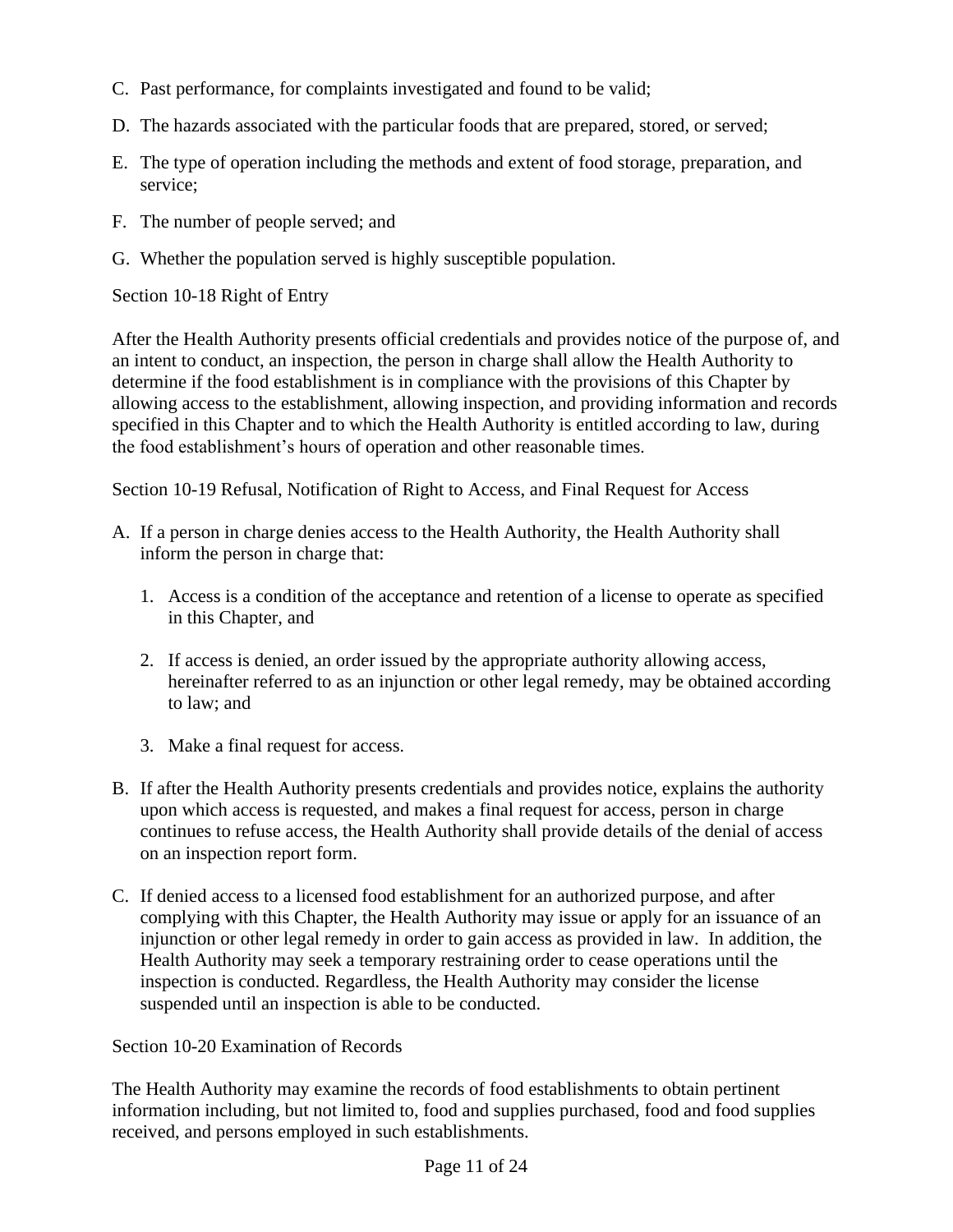C. Past performance, for complaints investigated and found to be valid;

D. The hazards associated with the particular foods that are prepared, stored, or served;

E. The type of operation including the methods and extent of food storage, preparation, and service;

F. The number of people served; and

G. Whether the population served is highly susceptible population.

## Section 10-18 Right of Entry

After the Health Authority presents official credentials and provides notice of the purpose of, and an intent to conduct, an inspection, the person in charge shall allow the Health Authority to determine if the food establishment is in compliance with the provisions of this Chapter by allowing access to the establishment, allowing inspection, and providing information and records specified in this Chapter and to which the Health Authority is entitled according to law, during the food establishment's hours of operation and other reasonable times.

## Section 10-19 Refusal, Notification of Right to Access, and Final Request for Access

A. If a person in charge denies access to the Health Authority, the Health Authority shall inform the person in charge that:

   1. Access is a condition of the acceptance and retention of a license to operate as specified in this Chapter, and

   2. If access is denied, an order issued by the appropriate authority allowing access, hereinafter referred to as an injunction or other legal remedy, may be obtained according to law; and

   3. Make a final request for access.

B. If after the Health Authority presents credentials and provides notice, explains the authority upon which access is requested, and makes a final request for access, person in charge continues to refuse access, the Health Authority shall provide details of the denial of access on an inspection report form.

C. If denied access to a licensed food establishment for an authorized purpose, and after complying with this Chapter, the Health Authority may issue or apply for an issuance of an injunction or other legal remedy in order to gain access as provided in law. In addition, the Health Authority may seek a temporary restraining order to cease operations until the inspection is conducted. Regardless, the Health Authority may consider the license suspended until an inspection is able to be conducted.

## Section 10-20 Examination of Records

The Health Authority may examine the records of food establishments to obtain pertinent information including, but not limited to, food and supplies purchased, food and food supplies received, and persons employed in such establishments.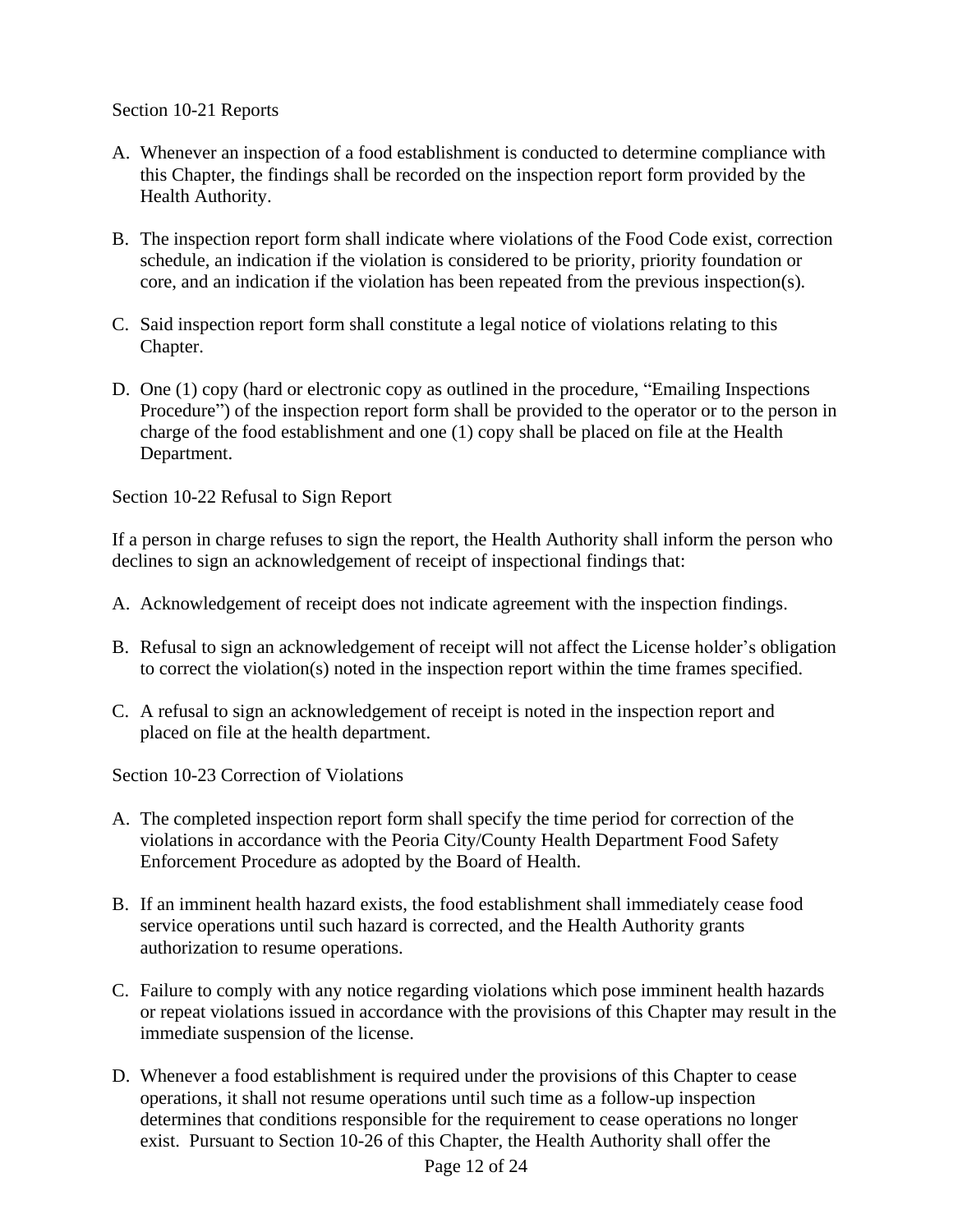Section 10-21 Reports

A. Whenever an inspection of a food establishment is conducted to determine compliance with this Chapter, the findings shall be recorded on the inspection report form provided by the Health Authority.

B. The inspection report form shall indicate where violations of the Food Code exist, correction schedule, an indication if the violation is considered to be priority, priority foundation or core, and an indication if the violation has been repeated from the previous inspection(s).

C. Said inspection report form shall constitute a legal notice of violations relating to this Chapter.

D. One (1) copy (hard or electronic copy as outlined in the procedure, "Emailing Inspections Procedure") of the inspection report form shall be provided to the operator or to the person in charge of the food establishment and one (1) copy shall be placed on file at the Health Department.

Section 10-22 Refusal to Sign Report

If a person in charge refuses to sign the report, the Health Authority shall inform the person who declines to sign an acknowledgement of receipt of inspectional findings that:

A. Acknowledgement of receipt does not indicate agreement with the inspection findings.

B. Refusal to sign an acknowledgement of receipt will not affect the License holder's obligation to correct the violation(s) noted in the inspection report within the time frames specified.

C. A refusal to sign an acknowledgement of receipt is noted in the inspection report and placed on file at the health department.

Section 10-23 Correction of Violations

A. The completed inspection report form shall specify the time period for correction of the violations in accordance with the Peoria City/County Health Department Food Safety Enforcement Procedure as adopted by the Board of Health.

B. If an imminent health hazard exists, the food establishment shall immediately cease food service operations until such hazard is corrected, and the Health Authority grants authorization to resume operations.

C. Failure to comply with any notice regarding violations which pose imminent health hazards or repeat violations issued in accordance with the provisions of this Chapter may result in the immediate suspension of the license.

D. Whenever a food establishment is required under the provisions of this Chapter to cease operations, it shall not resume operations until such time as a follow-up inspection determines that conditions responsible for the requirement to cease operations no longer exist. Pursuant to Section 10-26 of this Chapter, the Health Authority shall offer the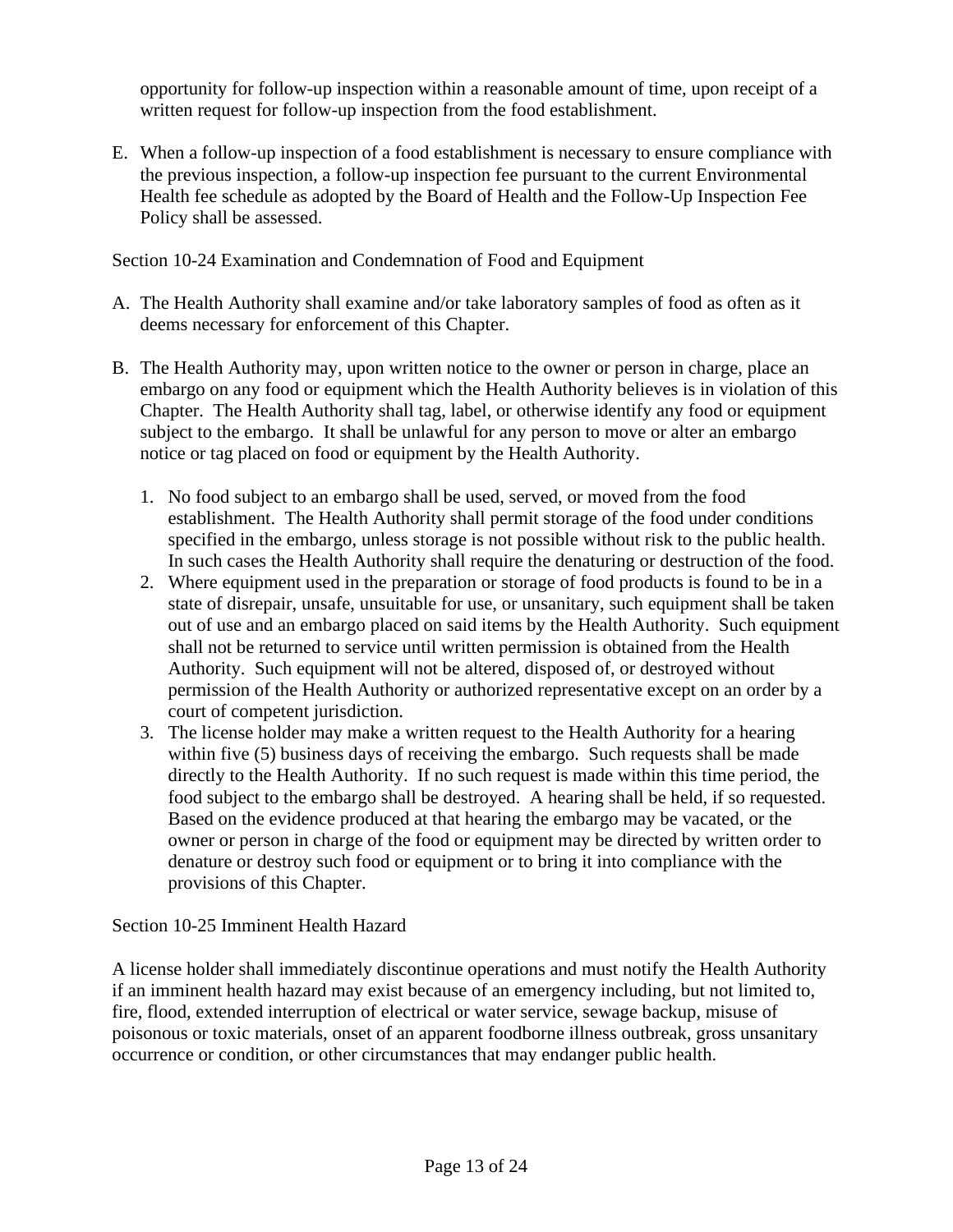opportunity for follow-up inspection within a reasonable amount of time, upon receipt of a written request for follow-up inspection from the food establishment.

E. When a follow-up inspection of a food establishment is necessary to ensure compliance with the previous inspection, a follow-up inspection fee pursuant to the current Environmental Health fee schedule as adopted by the Board of Health and the Follow-Up Inspection Fee Policy shall be assessed.

Section 10-24 Examination and Condemnation of Food and Equipment

A. The Health Authority shall examine and/or take laboratory samples of food as often as it deems necessary for enforcement of this Chapter.

B. The Health Authority may, upon written notice to the owner or person in charge, place an embargo on any food or equipment which the Health Authority believes is in violation of this Chapter. The Health Authority shall tag, label, or otherwise identify any food or equipment subject to the embargo. It shall be unlawful for any person to move or alter an embargo notice or tag placed on food or equipment by the Health Authority.

   1. No food subject to an embargo shall be used, served, or moved from the food establishment. The Health Authority shall permit storage of the food under conditions specified in the embargo, unless storage is not possible without risk to the public health. In such cases the Health Authority shall require the denaturing or destruction of the food.
   2. Where equipment used in the preparation or storage of food products is found to be in a state of disrepair, unsafe, unsuitable for use, or unsanitary, such equipment shall be taken out of use and an embargo placed on said items by the Health Authority. Such equipment shall not be returned to service until written permission is obtained from the Health Authority. Such equipment will not be altered, disposed of, or destroyed without permission of the Health Authority or authorized representative except on an order by a court of competent jurisdiction.
   3. The license holder may make a written request to the Health Authority for a hearing within five (5) business days of receiving the embargo. Such requests shall be made directly to the Health Authority. If no such request is made within this time period, the food subject to the embargo shall be destroyed. A hearing shall be held, if so requested. Based on the evidence produced at that hearing the embargo may be vacated, or the owner or person in charge of the food or equipment may be directed by written order to denature or destroy such food or equipment or to bring it into compliance with the provisions of this Chapter.

Section 10-25 Imminent Health Hazard

A license holder shall immediately discontinue operations and must notify the Health Authority if an imminent health hazard may exist because of an emergency including, but not limited to, fire, flood, extended interruption of electrical or water service, sewage backup, misuse of poisonous or toxic materials, onset of an apparent foodborne illness outbreak, gross unsanitary occurrence or condition, or other circumstances that may endanger public health.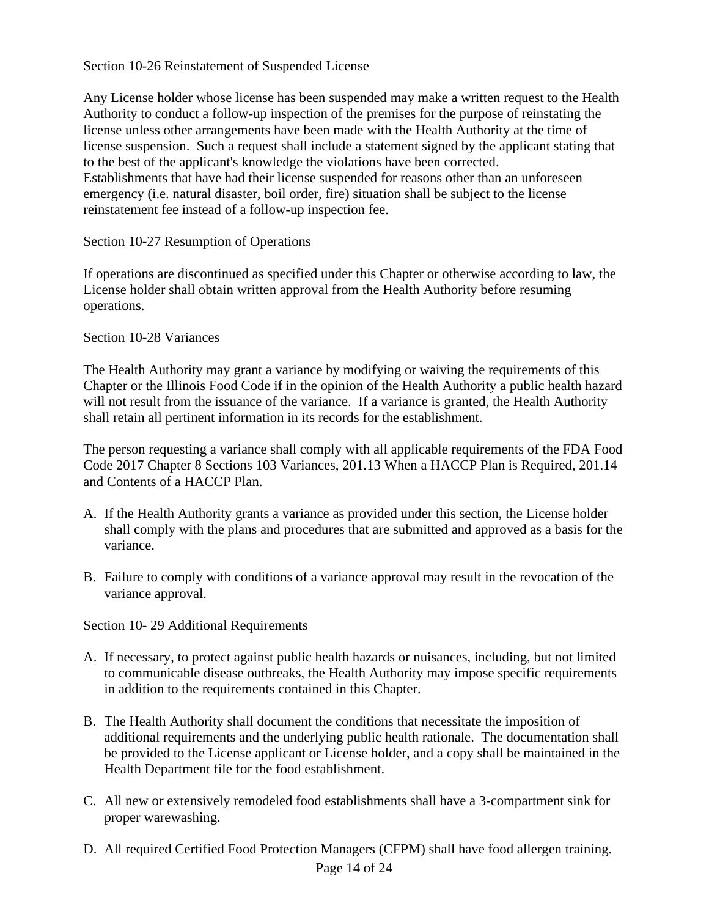Section 10-26 Reinstatement of Suspended License

Any License holder whose license has been suspended may make a written request to the Health Authority to conduct a follow-up inspection of the premises for the purpose of reinstating the license unless other arrangements have been made with the Health Authority at the time of license suspension. Such a request shall include a statement signed by the applicant stating that to the best of the applicant's knowledge the violations have been corrected. Establishments that have had their license suspended for reasons other than an unforeseen emergency (i.e. natural disaster, boil order, fire) situation shall be subject to the license reinstatement fee instead of a follow-up inspection fee.

Section 10-27 Resumption of Operations

If operations are discontinued as specified under this Chapter or otherwise according to law, the License holder shall obtain written approval from the Health Authority before resuming operations.

Section 10-28 Variances

The Health Authority may grant a variance by modifying or waiving the requirements of this Chapter or the Illinois Food Code if in the opinion of the Health Authority a public health hazard will not result from the issuance of the variance. If a variance is granted, the Health Authority shall retain all pertinent information in its records for the establishment.

The person requesting a variance shall comply with all applicable requirements of the FDA Food Code 2017 Chapter 8 Sections 103 Variances, 201.13 When a HACCP Plan is Required, 201.14 and Contents of a HACCP Plan.

A. If the Health Authority grants a variance as provided under this section, the License holder shall comply with the plans and procedures that are submitted and approved as a basis for the variance.

B. Failure to comply with conditions of a variance approval may result in the revocation of the variance approval.

Section 10- 29 Additional Requirements

A. If necessary, to protect against public health hazards or nuisances, including, but not limited to communicable disease outbreaks, the Health Authority may impose specific requirements in addition to the requirements contained in this Chapter.

B. The Health Authority shall document the conditions that necessitate the imposition of additional requirements and the underlying public health rationale. The documentation shall be provided to the License applicant or License holder, and a copy shall be maintained in the Health Department file for the food establishment.

C. All new or extensively remodeled food establishments shall have a 3-compartment sink for proper warewashing.

D. All required Certified Food Protection Managers (CFPM) shall have food allergen training.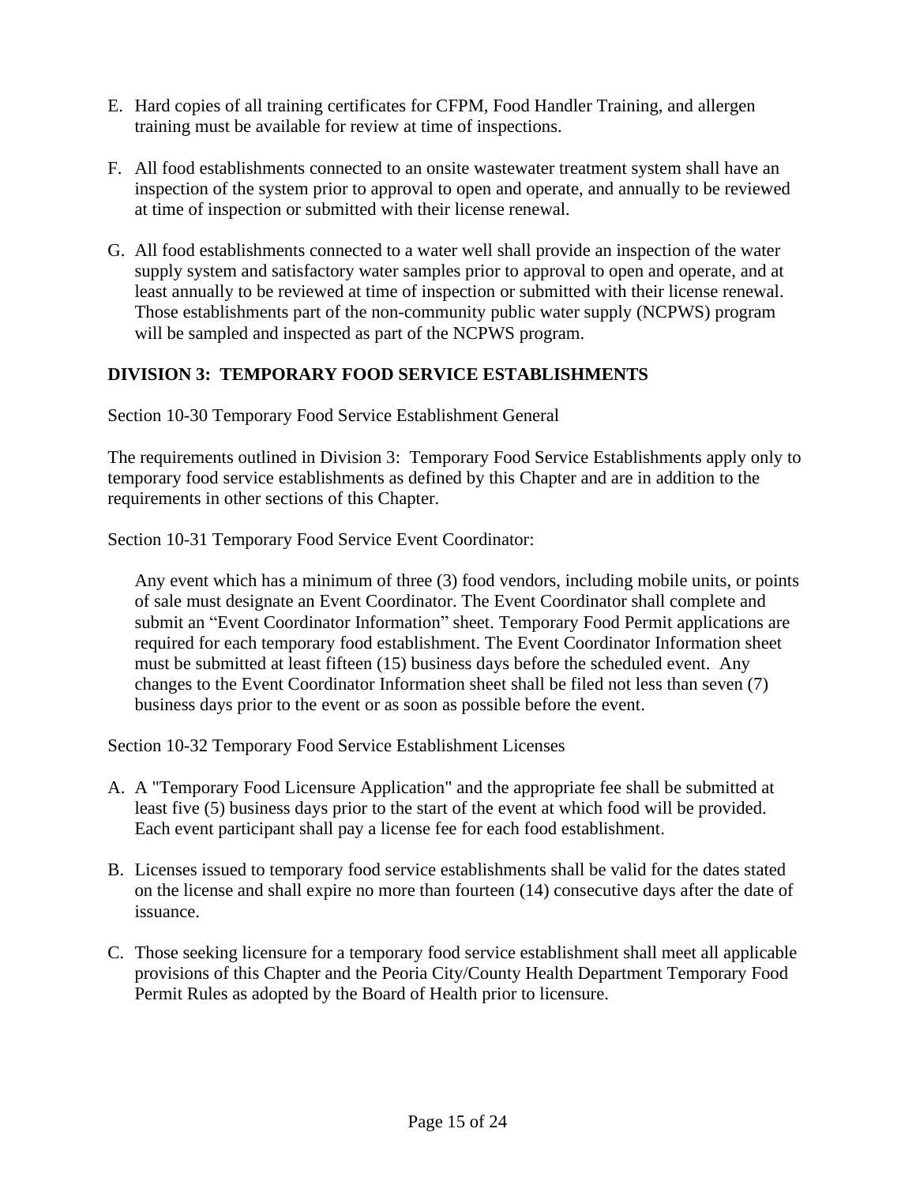E. Hard copies of all training certificates for CFPM, Food Handler Training, and allergen training must be available for review at time of inspections.

F. All food establishments connected to an onsite wastewater treatment system shall have an inspection of the system prior to approval to open and operate, and annually to be reviewed at time of inspection or submitted with their license renewal.

G. All food establishments connected to a water well shall provide an inspection of the water supply system and satisfactory water samples prior to approval to open and operate, and at least annually to be reviewed at time of inspection or submitted with their license renewal. Those establishments part of the non-community public water supply (NCPWS) program will be sampled and inspected as part of the NCPWS program.

## DIVISION 3: TEMPORARY FOOD SERVICE ESTABLISHMENTS

Section 10-30 Temporary Food Service Establishment General

The requirements outlined in Division 3: Temporary Food Service Establishments apply only to temporary food service establishments as defined by this Chapter and are in addition to the requirements in other sections of this Chapter.

Section 10-31 Temporary Food Service Event Coordinator:

Any event which has a minimum of three (3) food vendors, including mobile units, or points of sale must designate an Event Coordinator. The Event Coordinator shall complete and submit an "Event Coordinator Information" sheet. Temporary Food Permit applications are required for each temporary food establishment. The Event Coordinator Information sheet must be submitted at least fifteen (15) business days before the scheduled event. Any changes to the Event Coordinator Information sheet shall be filed not less than seven (7) business days prior to the event or as soon as possible before the event.

Section 10-32 Temporary Food Service Establishment Licenses

A. A "Temporary Food Licensure Application" and the appropriate fee shall be submitted at least five (5) business days prior to the start of the event at which food will be provided. Each event participant shall pay a license fee for each food establishment.

B. Licenses issued to temporary food service establishments shall be valid for the dates stated on the license and shall expire no more than fourteen (14) consecutive days after the date of issuance.

C. Those seeking licensure for a temporary food service establishment shall meet all applicable provisions of this Chapter and the Peoria City/County Health Department Temporary Food Permit Rules as adopted by the Board of Health prior to licensure.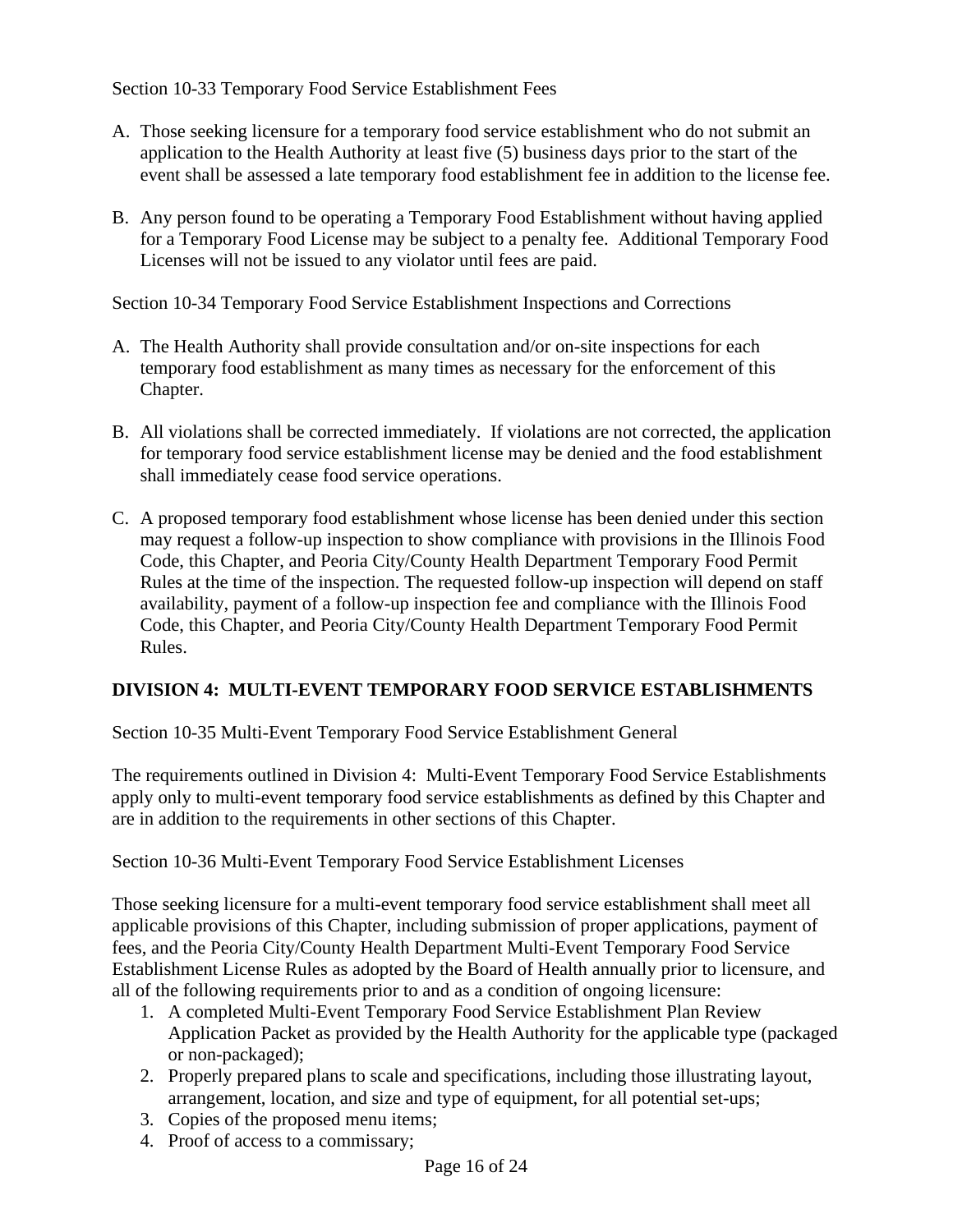Section 10-33 Temporary Food Service Establishment Fees

A. Those seeking licensure for a temporary food service establishment who do not submit an application to the Health Authority at least five (5) business days prior to the start of the event shall be assessed a late temporary food establishment fee in addition to the license fee.

B. Any person found to be operating a Temporary Food Establishment without having applied for a Temporary Food License may be subject to a penalty fee. Additional Temporary Food Licenses will not be issued to any violator until fees are paid.

Section 10-34 Temporary Food Service Establishment Inspections and Corrections

A. The Health Authority shall provide consultation and/or on-site inspections for each temporary food establishment as many times as necessary for the enforcement of this Chapter.

B. All violations shall be corrected immediately. If violations are not corrected, the application for temporary food service establishment license may be denied and the food establishment shall immediately cease food service operations.

C. A proposed temporary food establishment whose license has been denied under this section may request a follow-up inspection to show compliance with provisions in the Illinois Food Code, this Chapter, and Peoria City/County Health Department Temporary Food Permit Rules at the time of the inspection. The requested follow-up inspection will depend on staff availability, payment of a follow-up inspection fee and compliance with the Illinois Food Code, this Chapter, and Peoria City/County Health Department Temporary Food Permit Rules.

## DIVISION 4: MULTI-EVENT TEMPORARY FOOD SERVICE ESTABLISHMENTS

Section 10-35 Multi-Event Temporary Food Service Establishment General

The requirements outlined in Division 4: Multi-Event Temporary Food Service Establishments apply only to multi-event temporary food service establishments as defined by this Chapter and are in addition to the requirements in other sections of this Chapter.

Section 10-36 Multi-Event Temporary Food Service Establishment Licenses

Those seeking licensure for a multi-event temporary food service establishment shall meet all applicable provisions of this Chapter, including submission of proper applications, payment of fees, and the Peoria City/County Health Department Multi-Event Temporary Food Service Establishment License Rules as adopted by the Board of Health annually prior to licensure, and all of the following requirements prior to and as a condition of ongoing licensure:

1. A completed Multi-Event Temporary Food Service Establishment Plan Review Application Packet as provided by the Health Authority for the applicable type (packaged or non-packaged);
2. Properly prepared plans to scale and specifications, including those illustrating layout, arrangement, location, and size and type of equipment, for all potential set-ups;
3. Copies of the proposed menu items;
4. Proof of access to a commissary;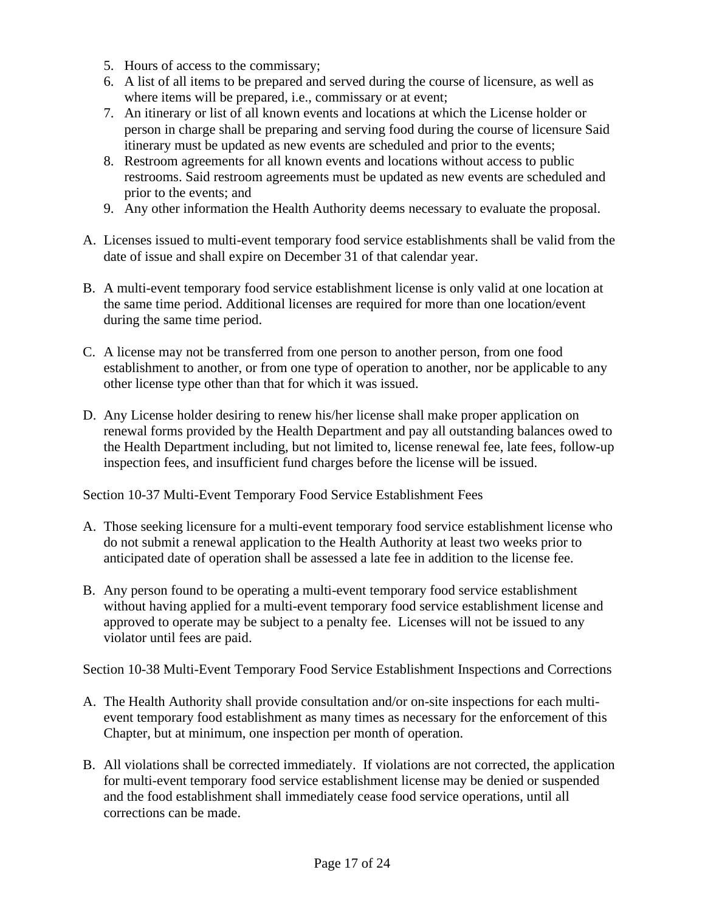5. Hours of access to the commissary;
6. A list of all items to be prepared and served during the course of licensure, as well as where items will be prepared, i.e., commissary or at event;
7. An itinerary or list of all known events and locations at which the License holder or person in charge shall be preparing and serving food during the course of licensure Said itinerary must be updated as new events are scheduled and prior to the events;
8. Restroom agreements for all known events and locations without access to public restrooms. Said restroom agreements must be updated as new events are scheduled and prior to the events; and
9. Any other information the Health Authority deems necessary to evaluate the proposal.

A. Licenses issued to multi-event temporary food service establishments shall be valid from the date of issue and shall expire on December 31 of that calendar year.

B. A multi-event temporary food service establishment license is only valid at one location at the same time period. Additional licenses are required for more than one location/event during the same time period.

C. A license may not be transferred from one person to another person, from one food establishment to another, or from one type of operation to another, nor be applicable to any other license type other than that for which it was issued.

D. Any License holder desiring to renew his/her license shall make proper application on renewal forms provided by the Health Department and pay all outstanding balances owed to the Health Department including, but not limited to, license renewal fee, late fees, follow-up inspection fees, and insufficient fund charges before the license will be issued.

Section 10-37 Multi-Event Temporary Food Service Establishment Fees

A. Those seeking licensure for a multi-event temporary food service establishment license who do not submit a renewal application to the Health Authority at least two weeks prior to anticipated date of operation shall be assessed a late fee in addition to the license fee.

B. Any person found to be operating a multi-event temporary food service establishment without having applied for a multi-event temporary food service establishment license and approved to operate may be subject to a penalty fee. Licenses will not be issued to any violator until fees are paid.

Section 10-38 Multi-Event Temporary Food Service Establishment Inspections and Corrections

A. The Health Authority shall provide consultation and/or on-site inspections for each multi-event temporary food establishment as many times as necessary for the enforcement of this Chapter, but at minimum, one inspection per month of operation.

B. All violations shall be corrected immediately. If violations are not corrected, the application for multi-event temporary food service establishment license may be denied or suspended and the food establishment shall immediately cease food service operations, until all corrections can be made.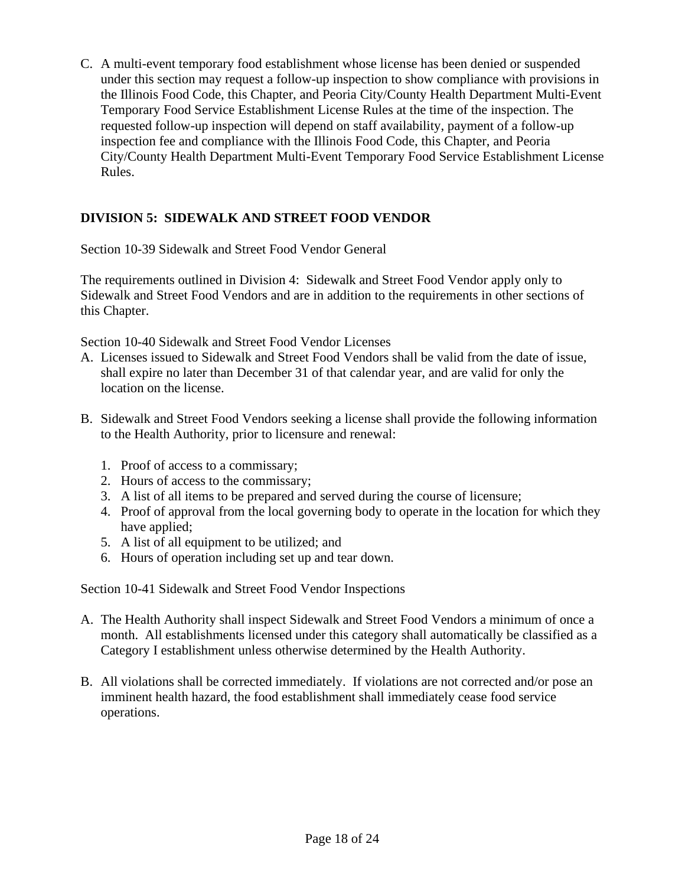C. A multi-event temporary food establishment whose license has been denied or suspended under this section may request a follow-up inspection to show compliance with provisions in the Illinois Food Code, this Chapter, and Peoria City/County Health Department Multi-Event Temporary Food Service Establishment License Rules at the time of the inspection. The requested follow-up inspection will depend on staff availability, payment of a follow-up inspection fee and compliance with the Illinois Food Code, this Chapter, and Peoria City/County Health Department Multi-Event Temporary Food Service Establishment License Rules.

## DIVISION 5: SIDEWALK AND STREET FOOD VENDOR

Section 10-39 Sidewalk and Street Food Vendor General

The requirements outlined in Division 4: Sidewalk and Street Food Vendor apply only to Sidewalk and Street Food Vendors and are in addition to the requirements in other sections of this Chapter.

Section 10-40 Sidewalk and Street Food Vendor Licenses

A. Licenses issued to Sidewalk and Street Food Vendors shall be valid from the date of issue, shall expire no later than December 31 of that calendar year, and are valid for only the location on the license.

B. Sidewalk and Street Food Vendors seeking a license shall provide the following information to the Health Authority, prior to licensure and renewal:

   1. Proof of access to a commissary;
   2. Hours of access to the commissary;
   3. A list of all items to be prepared and served during the course of licensure;
   4. Proof of approval from the local governing body to operate in the location for which they have applied;
   5. A list of all equipment to be utilized; and
   6. Hours of operation including set up and tear down.

Section 10-41 Sidewalk and Street Food Vendor Inspections

A. The Health Authority shall inspect Sidewalk and Street Food Vendors a minimum of once a month. All establishments licensed under this category shall automatically be classified as a Category I establishment unless otherwise determined by the Health Authority.

B. All violations shall be corrected immediately. If violations are not corrected and/or pose an imminent health hazard, the food establishment shall immediately cease food service operations.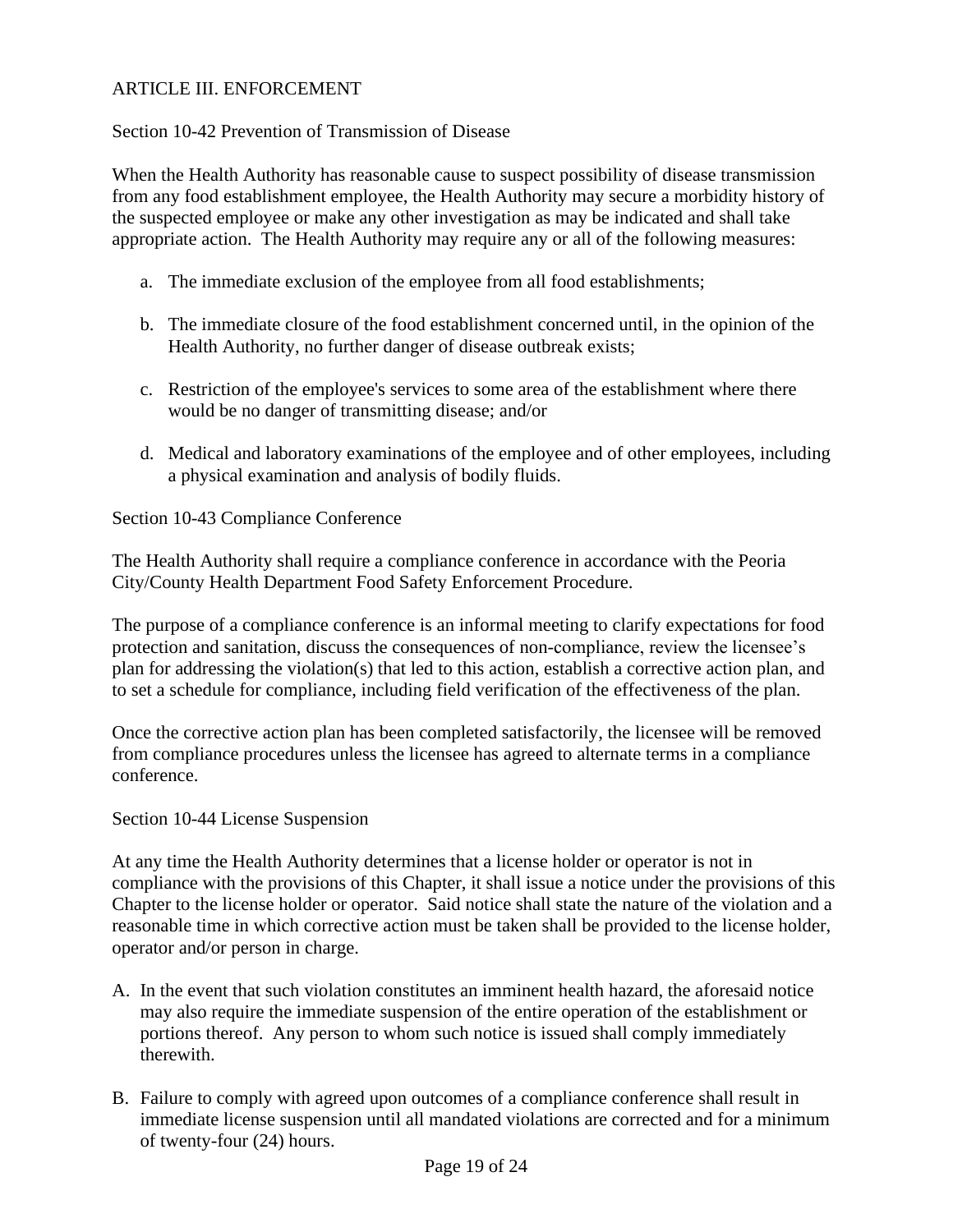## ARTICLE III. ENFORCEMENT

### Section 10-42 Prevention of Transmission of Disease

When the Health Authority has reasonable cause to suspect possibility of disease transmission from any food establishment employee, the Health Authority may secure a morbidity history of the suspected employee or make any other investigation as may be indicated and shall take appropriate action. The Health Authority may require any or all of the following measures:

a. The immediate exclusion of the employee from all food establishments;

b. The immediate closure of the food establishment concerned until, in the opinion of the Health Authority, no further danger of disease outbreak exists;

c. Restriction of the employee's services to some area of the establishment where there would be no danger of transmitting disease; and/or

d. Medical and laboratory examinations of the employee and of other employees, including a physical examination and analysis of bodily fluids.

### Section 10-43 Compliance Conference

The Health Authority shall require a compliance conference in accordance with the Peoria City/County Health Department Food Safety Enforcement Procedure.

The purpose of a compliance conference is an informal meeting to clarify expectations for food protection and sanitation, discuss the consequences of non-compliance, review the licensee's plan for addressing the violation(s) that led to this action, establish a corrective action plan, and to set a schedule for compliance, including field verification of the effectiveness of the plan.

Once the corrective action plan has been completed satisfactorily, the licensee will be removed from compliance procedures unless the licensee has agreed to alternate terms in a compliance conference.

### Section 10-44 License Suspension

At any time the Health Authority determines that a license holder or operator is not in compliance with the provisions of this Chapter, it shall issue a notice under the provisions of this Chapter to the license holder or operator. Said notice shall state the nature of the violation and a reasonable time in which corrective action must be taken shall be provided to the license holder, operator and/or person in charge.

A. In the event that such violation constitutes an imminent health hazard, the aforesaid notice may also require the immediate suspension of the entire operation of the establishment or portions thereof. Any person to whom such notice is issued shall comply immediately therewith.

B. Failure to comply with agreed upon outcomes of a compliance conference shall result in immediate license suspension until all mandated violations are corrected and for a minimum of twenty-four (24) hours.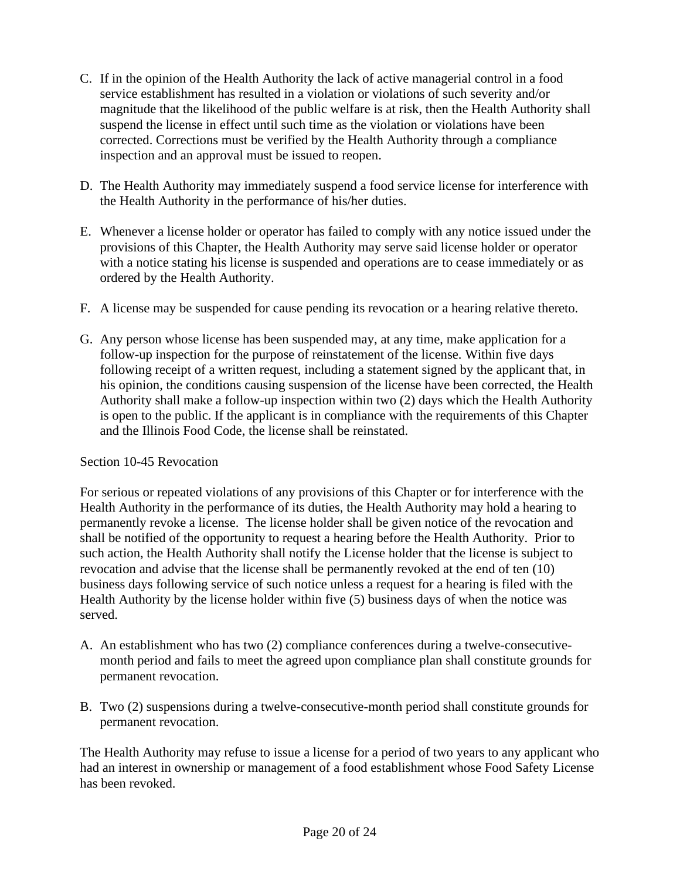C. If in the opinion of the Health Authority the lack of active managerial control in a food service establishment has resulted in a violation or violations of such severity and/or magnitude that the likelihood of the public welfare is at risk, then the Health Authority shall suspend the license in effect until such time as the violation or violations have been corrected. Corrections must be verified by the Health Authority through a compliance inspection and an approval must be issued to reopen.

D. The Health Authority may immediately suspend a food service license for interference with the Health Authority in the performance of his/her duties.

E. Whenever a license holder or operator has failed to comply with any notice issued under the provisions of this Chapter, the Health Authority may serve said license holder or operator with a notice stating his license is suspended and operations are to cease immediately or as ordered by the Health Authority.

F. A license may be suspended for cause pending its revocation or a hearing relative thereto.

G. Any person whose license has been suspended may, at any time, make application for a follow-up inspection for the purpose of reinstatement of the license. Within five days following receipt of a written request, including a statement signed by the applicant that, in his opinion, the conditions causing suspension of the license have been corrected, the Health Authority shall make a follow-up inspection within two (2) days which the Health Authority is open to the public. If the applicant is in compliance with the requirements of this Chapter and the Illinois Food Code, the license shall be reinstated.

Section 10-45 Revocation

For serious or repeated violations of any provisions of this Chapter or for interference with the Health Authority in the performance of its duties, the Health Authority may hold a hearing to permanently revoke a license. The license holder shall be given notice of the revocation and shall be notified of the opportunity to request a hearing before the Health Authority. Prior to such action, the Health Authority shall notify the License holder that the license is subject to revocation and advise that the license shall be permanently revoked at the end of ten (10) business days following service of such notice unless a request for a hearing is filed with the Health Authority by the license holder within five (5) business days of when the notice was served.

A. An establishment who has two (2) compliance conferences during a twelve-consecutive-month period and fails to meet the agreed upon compliance plan shall constitute grounds for permanent revocation.

B. Two (2) suspensions during a twelve-consecutive-month period shall constitute grounds for permanent revocation.

The Health Authority may refuse to issue a license for a period of two years to any applicant who had an interest in ownership or management of a food establishment whose Food Safety License has been revoked.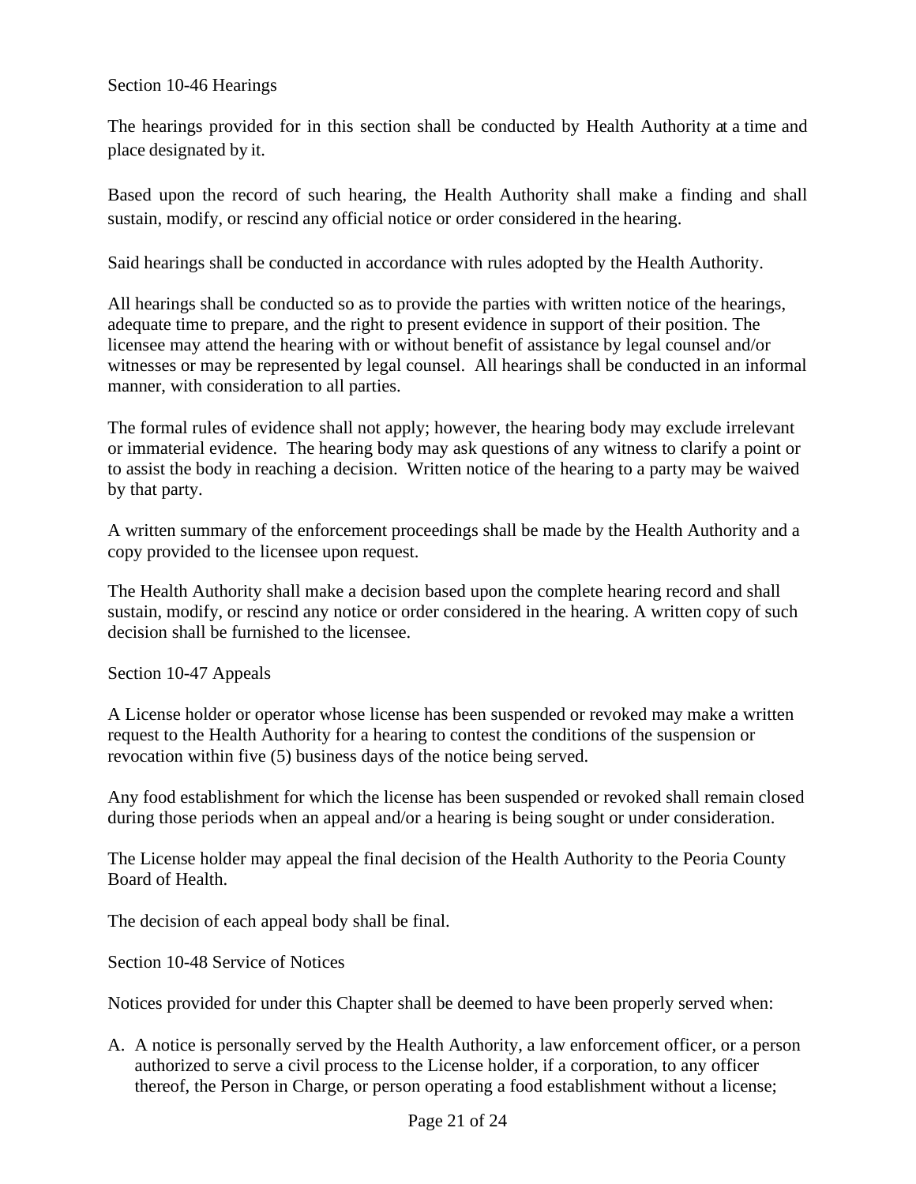## Section 10-46 Hearings

The hearings provided for in this section shall be conducted by Health Authority at a time and place designated by it.

Based upon the record of such hearing, the Health Authority shall make a finding and shall sustain, modify, or rescind any official notice or order considered in the hearing.

Said hearings shall be conducted in accordance with rules adopted by the Health Authority.

All hearings shall be conducted so as to provide the parties with written notice of the hearings, adequate time to prepare, and the right to present evidence in support of their position. The licensee may attend the hearing with or without benefit of assistance by legal counsel and/or witnesses or may be represented by legal counsel. All hearings shall be conducted in an informal manner, with consideration to all parties.

The formal rules of evidence shall not apply; however, the hearing body may exclude irrelevant or immaterial evidence. The hearing body may ask questions of any witness to clarify a point or to assist the body in reaching a decision. Written notice of the hearing to a party may be waived by that party.

A written summary of the enforcement proceedings shall be made by the Health Authority and a copy provided to the licensee upon request.

The Health Authority shall make a decision based upon the complete hearing record and shall sustain, modify, or rescind any notice or order considered in the hearing. A written copy of such decision shall be furnished to the licensee.

## Section 10-47 Appeals

A License holder or operator whose license has been suspended or revoked may make a written request to the Health Authority for a hearing to contest the conditions of the suspension or revocation within five (5) business days of the notice being served.

Any food establishment for which the license has been suspended or revoked shall remain closed during those periods when an appeal and/or a hearing is being sought or under consideration.

The License holder may appeal the final decision of the Health Authority to the Peoria County Board of Health.

The decision of each appeal body shall be final.

## Section 10-48 Service of Notices

Notices provided for under this Chapter shall be deemed to have been properly served when:

A. A notice is personally served by the Health Authority, a law enforcement officer, or a person authorized to serve a civil process to the License holder, if a corporation, to any officer thereof, the Person in Charge, or person operating a food establishment without a license;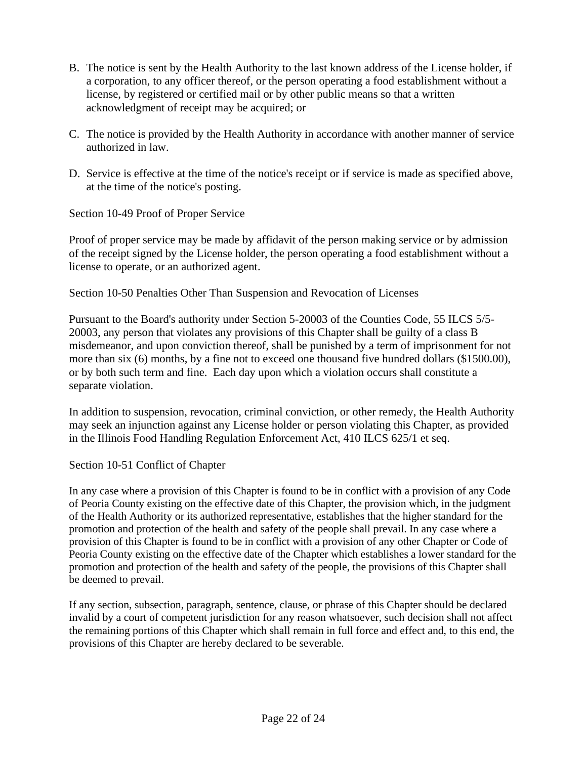B. The notice is sent by the Health Authority to the last known address of the License holder, if a corporation, to any officer thereof, or the person operating a food establishment without a license, by registered or certified mail or by other public means so that a written acknowledgment of receipt may be acquired; or

C. The notice is provided by the Health Authority in accordance with another manner of service authorized in law.

D. Service is effective at the time of the notice's receipt or if service is made as specified above, at the time of the notice's posting.

Section 10-49 Proof of Proper Service

Proof of proper service may be made by affidavit of the person making service or by admission of the receipt signed by the License holder, the person operating a food establishment without a license to operate, or an authorized agent.

Section 10-50 Penalties Other Than Suspension and Revocation of Licenses

Pursuant to the Board's authority under Section 5-20003 of the Counties Code, 55 ILCS 5/5-20003, any person that violates any provisions of this Chapter shall be guilty of a class B misdemeanor, and upon conviction thereof, shall be punished by a term of imprisonment for not more than six (6) months, by a fine not to exceed one thousand five hundred dollars ($1500.00), or by both such term and fine. Each day upon which a violation occurs shall constitute a separate violation.

In addition to suspension, revocation, criminal conviction, or other remedy, the Health Authority may seek an injunction against any License holder or person violating this Chapter, as provided in the Illinois Food Handling Regulation Enforcement Act, 410 ILCS 625/1 et seq.

Section 10-51 Conflict of Chapter

In any case where a provision of this Chapter is found to be in conflict with a provision of any Code of Peoria County existing on the effective date of this Chapter, the provision which, in the judgment of the Health Authority or its authorized representative, establishes that the higher standard for the promotion and protection of the health and safety of the people shall prevail. In any case where a provision of this Chapter is found to be in conflict with a provision of any other Chapter or Code of Peoria County existing on the effective date of the Chapter which establishes a lower standard for the promotion and protection of the health and safety of the people, the provisions of this Chapter shall be deemed to prevail.

If any section, subsection, paragraph, sentence, clause, or phrase of this Chapter should be declared invalid by a court of competent jurisdiction for any reason whatsoever, such decision shall not affect the remaining portions of this Chapter which shall remain in full force and effect and, to this end, the provisions of this Chapter are hereby declared to be severable.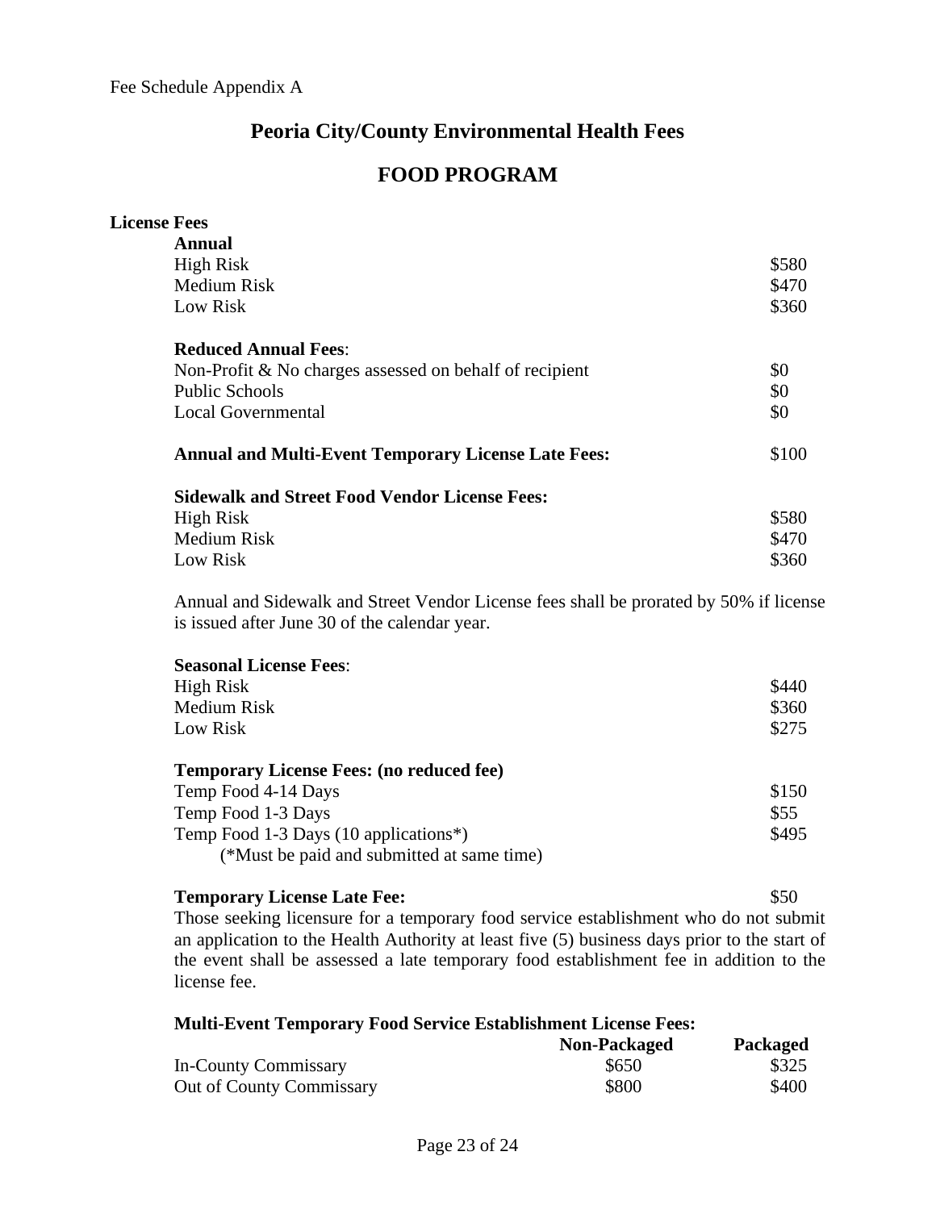Fee Schedule Appendix A

# Peoria City/County Environmental Health Fees

## FOOD PROGRAM

**License Fees**

**Annual**

| | |
|---|---|
| High Risk | $580 |
| Medium Risk | $470 |
| Low Risk | $360 |

**Reduced Annual Fees**:

| | |
|---|---|
| Non-Profit & No charges assessed on behalf of recipient | $0 |
| Public Schools | $0 |
| Local Governmental | $0 |

**Annual and Multi-Event Temporary License Late Fees:** $100

**Sidewalk and Street Food Vendor License Fees:**

| | |
|---|---|
| High Risk | $580 |
| Medium Risk | $470 |
| Low Risk | $360 |

Annual and Sidewalk and Street Vendor License fees shall be prorated by 50% if license is issued after June 30 of the calendar year.

**Seasonal License Fees**:

| | |
|---|---|
| High Risk | $440 |
| Medium Risk | $360 |
| Low Risk | $275 |

**Temporary License Fees: (no reduced fee)**

| | |
|---|---|
| Temp Food 4-14 Days | $150 |
| Temp Food 1-3 Days | $55 |
| Temp Food 1-3 Days (10 applications*) | $495 |

(*Must be paid and submitted at same time)

**Temporary License Late Fee:** $50

Those seeking licensure for a temporary food service establishment who do not submit an application to the Health Authority at least five (5) business days prior to the start of the event shall be assessed a late temporary food establishment fee in addition to the license fee.

**Multi-Event Temporary Food Service Establishment License Fees:**

| | Non-Packaged | Packaged |
|---|---|---|
| In-County Commissary | $650 | $325 |
| Out of County Commissary | $800 | $400 |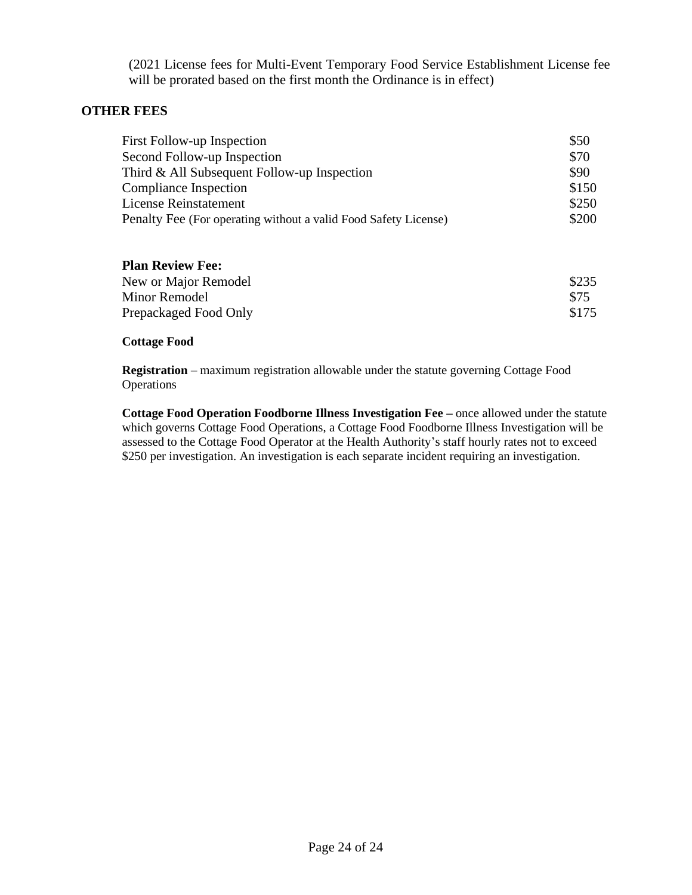(2021 License fees for Multi-Event Temporary Food Service Establishment License fee will be prorated based on the first month the Ordinance is in effect)

## OTHER FEES

| | |
|---|---|
| First Follow-up Inspection | \$50 |
| Second Follow-up Inspection | \$70 |
| Third & All Subsequent Follow-up Inspection | \$90 |
| Compliance Inspection | \$150 |
| License Reinstatement | \$250 |
| Penalty Fee (For operating without a valid Food Safety License) | \$200 |

**Plan Review Fee:**

| | |
|---|---|
| New or Major Remodel | \$235 |
| Minor Remodel | \$75 |
| Prepackaged Food Only | \$175 |

**Cottage Food**

**Registration** – maximum registration allowable under the statute governing Cottage Food Operations

**Cottage Food Operation Foodborne Illness Investigation Fee –** once allowed under the statute which governs Cottage Food Operations, a Cottage Food Foodborne Illness Investigation will be assessed to the Cottage Food Operator at the Health Authority's staff hourly rates not to exceed \$250 per investigation. An investigation is each separate incident requiring an investigation.